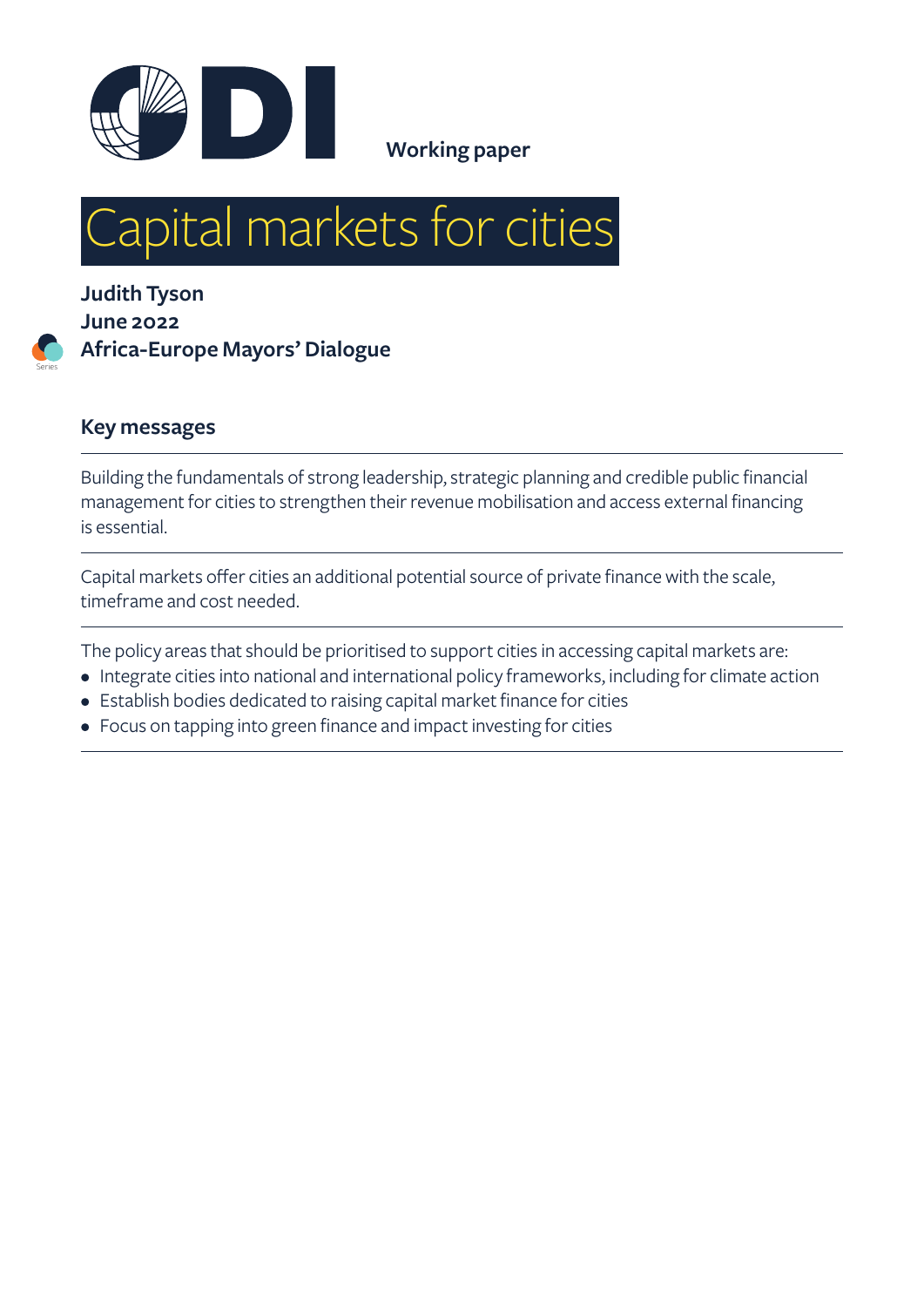Working paper

# Capital markets for cities

**Judith Tyson**
**June 2022**
**Africa-Europe Mayors' Dialogue**

Series

## Key messages

Building the fundamentals of strong leadership, strategic planning and credible public financial management for cities to strengthen their revenue mobilisation and access external financing is essential.

Capital markets offer cities an additional potential source of private finance with the scale, timeframe and cost needed.

The policy areas that should be prioritised to support cities in accessing capital markets are:

- Integrate cities into national and international policy frameworks, including for climate action
- Establish bodies dedicated to raising capital market finance for cities
- Focus on tapping into green finance and impact investing for cities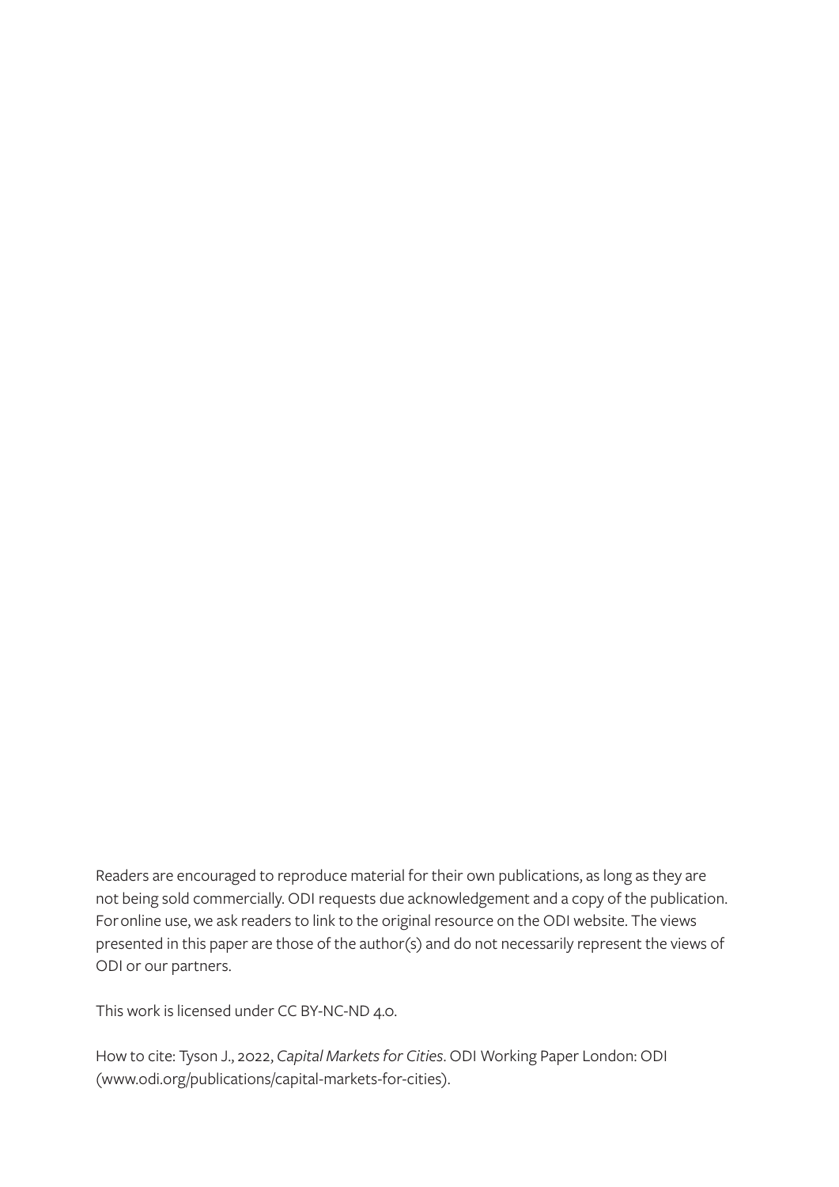Readers are encouraged to reproduce material for their own publications, as long as they are not being sold commercially. ODI requests due acknowledgement and a copy of the publication. For online use, we ask readers to link to the original resource on the ODI website. The views presented in this paper are those of the author(s) and do not necessarily represent the views of ODI or our partners.

This work is licensed under CC BY-NC-ND 4.0.

How to cite: Tyson J., 2022, *Capital Markets for Cities*. ODI Working Paper London: ODI (www.odi.org/publications/capital-markets-for-cities).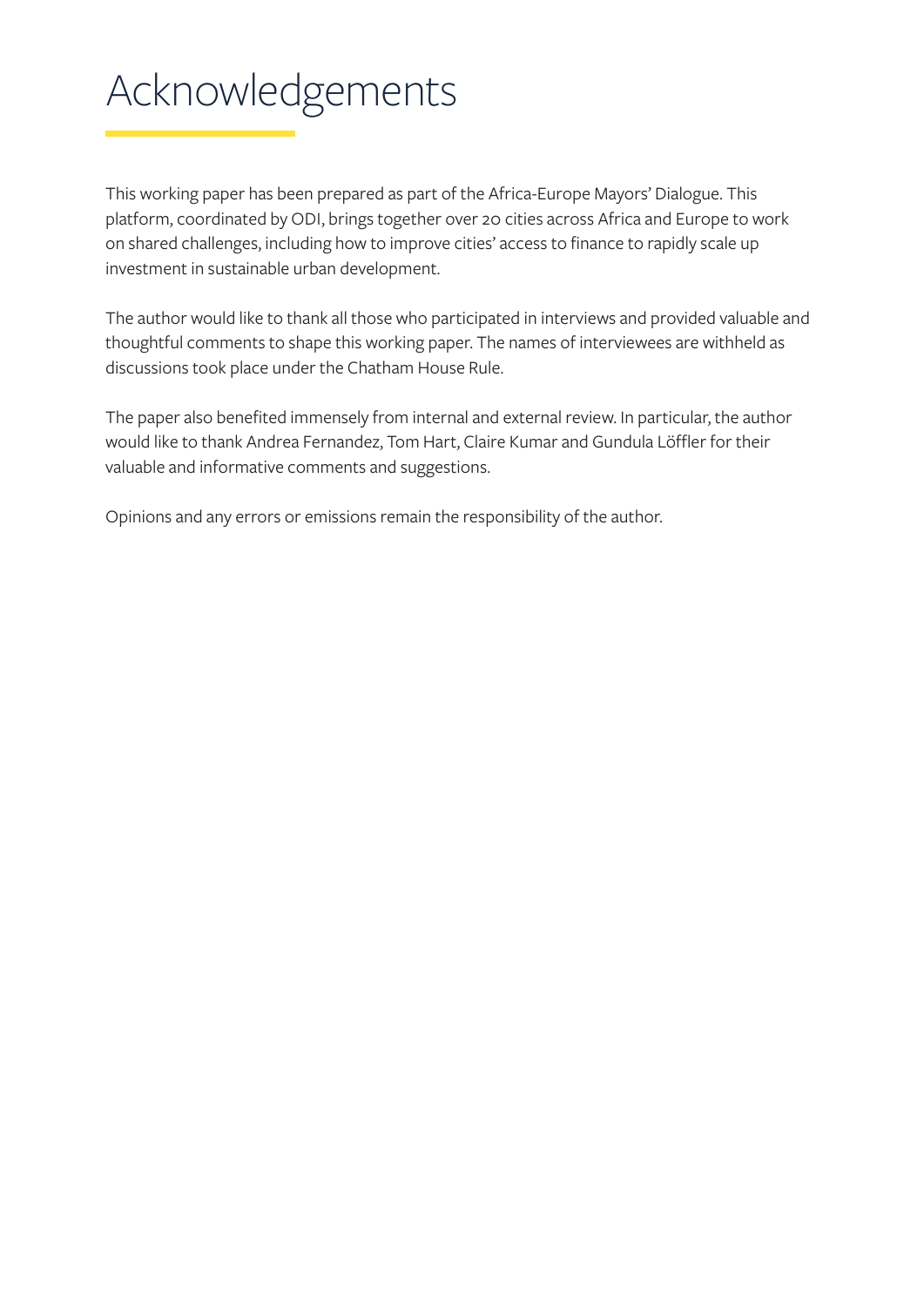# Acknowledgements

This working paper has been prepared as part of the Africa-Europe Mayors' Dialogue. This platform, coordinated by ODI, brings together over 20 cities across Africa and Europe to work on shared challenges, including how to improve cities' access to finance to rapidly scale up investment in sustainable urban development.

The author would like to thank all those who participated in interviews and provided valuable and thoughtful comments to shape this working paper. The names of interviewees are withheld as discussions took place under the Chatham House Rule.

The paper also benefited immensely from internal and external review. In particular, the author would like to thank Andrea Fernandez, Tom Hart, Claire Kumar and Gundula Löffler for their valuable and informative comments and suggestions.

Opinions and any errors or emissions remain the responsibility of the author.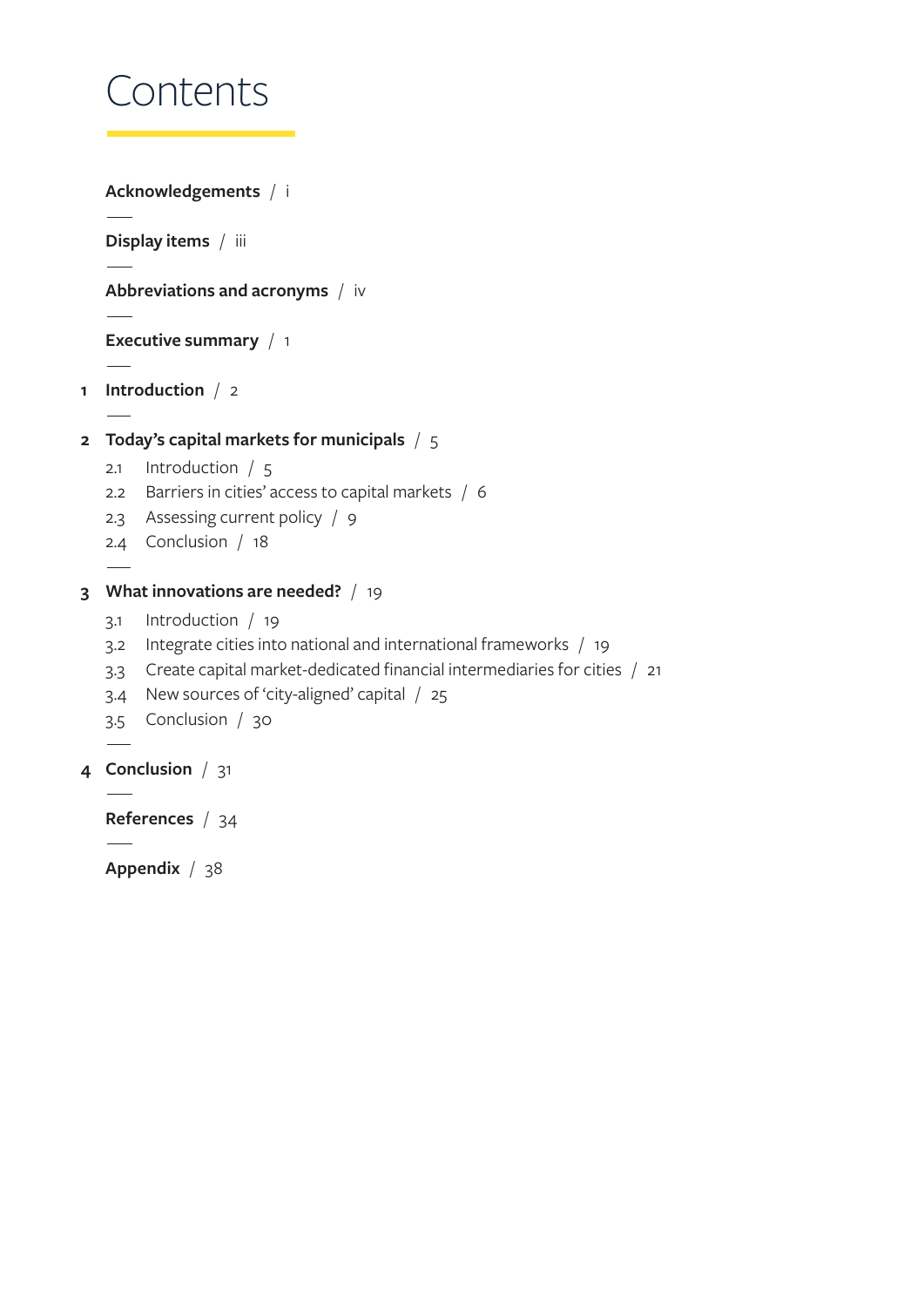# Contents

**Acknowledgements** / i

**Display items** / iii

**Abbreviations and acronyms** / iv

**Executive summary** / 1

**1 Introduction** / 2

**2 Today's capital markets for municipals** / 5

- 2.1 Introduction / 5
- 2.2 Barriers in cities' access to capital markets / 6
- 2.3 Assessing current policy / 9
- 2.4 Conclusion / 18

**3 What innovations are needed?** / 19

- 3.1 Introduction / 19
- 3.2 Integrate cities into national and international frameworks / 19
- 3.3 Create capital market-dedicated financial intermediaries for cities / 21
- 3.4 New sources of 'city-aligned' capital / 25
- 3.5 Conclusion / 30

**4 Conclusion** / 31

**References** / 34

**Appendix** / 38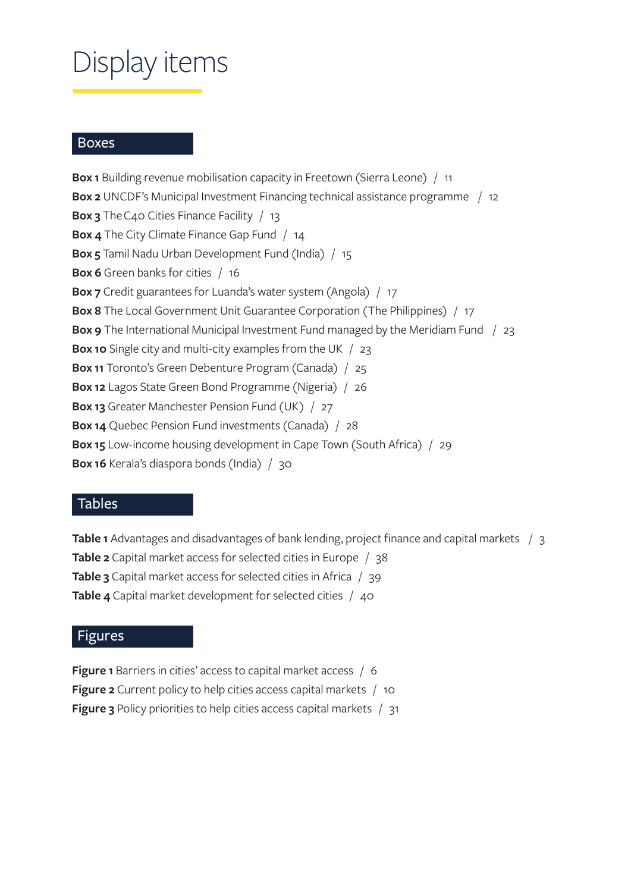# Display items

## Boxes

**Box 1** Building revenue mobilisation capacity in Freetown (Sierra Leone) / 11
**Box 2** UNCDF's Municipal Investment Financing technical assistance programme / 12
**Box 3** The C40 Cities Finance Facility / 13
**Box 4** The City Climate Finance Gap Fund / 14
**Box 5** Tamil Nadu Urban Development Fund (India) / 15
**Box 6** Green banks for cities / 16
**Box 7** Credit guarantees for Luanda's water system (Angola) / 17
**Box 8** The Local Government Unit Guarantee Corporation (The Philippines) / 17
**Box 9** The International Municipal Investment Fund managed by the Meridiam Fund / 23
**Box 10** Single city and multi-city examples from the UK / 23
**Box 11** Toronto's Green Debenture Program (Canada) / 25
**Box 12** Lagos State Green Bond Programme (Nigeria) / 26
**Box 13** Greater Manchester Pension Fund (UK) / 27
**Box 14** Quebec Pension Fund investments (Canada) / 28
**Box 15** Low-income housing development in Cape Town (South Africa) / 29
**Box 16** Kerala's diaspora bonds (India) / 30

## Tables

**Table 1** Advantages and disadvantages of bank lending, project finance and capital markets / 3
**Table 2** Capital market access for selected cities in Europe / 38
**Table 3** Capital market access for selected cities in Africa / 39
**Table 4** Capital market development for selected cities / 40

## Figures

**Figure 1** Barriers in cities' access to capital market access / 6
**Figure 2** Current policy to help cities access capital markets / 10
**Figure 3** Policy priorities to help cities access capital markets / 31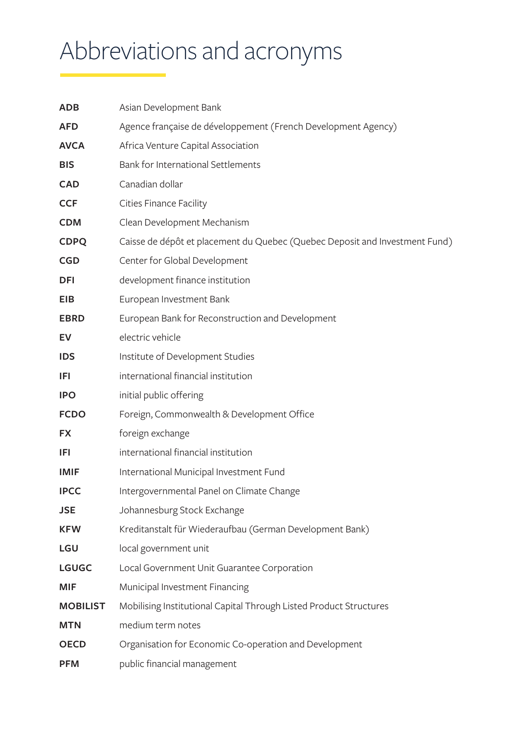# Abbreviations and acronyms

| | |
|---|---|
| **ADB** | Asian Development Bank |
| **AFD** | Agence française de développement (French Development Agency) |
| **AVCA** | Africa Venture Capital Association |
| **BIS** | Bank for International Settlements |
| **CAD** | Canadian dollar |
| **CCF** | Cities Finance Facility |
| **CDM** | Clean Development Mechanism |
| **CDPQ** | Caisse de dépôt et placement du Quebec (Quebec Deposit and Investment Fund) |
| **CGD** | Center for Global Development |
| **DFI** | development finance institution |
| **EIB** | European Investment Bank |
| **EBRD** | European Bank for Reconstruction and Development |
| **EV** | electric vehicle |
| **IDS** | Institute of Development Studies |
| **IFI** | international financial institution |
| **IPO** | initial public offering |
| **FCDO** | Foreign, Commonwealth & Development Office |
| **FX** | foreign exchange |
| **IFI** | international financial institution |
| **IMIF** | International Municipal Investment Fund |
| **IPCC** | Intergovernmental Panel on Climate Change |
| **JSE** | Johannesburg Stock Exchange |
| **KFW** | Kreditanstalt für Wiederaufbau (German Development Bank) |
| **LGU** | local government unit |
| **LGUGC** | Local Government Unit Guarantee Corporation |
| **MIF** | Municipal Investment Financing |
| **MOBILIST** | Mobilising Institutional Capital Through Listed Product Structures |
| **MTN** | medium term notes |
| **OECD** | Organisation for Economic Co-operation and Development |
| **PFM** | public financial management |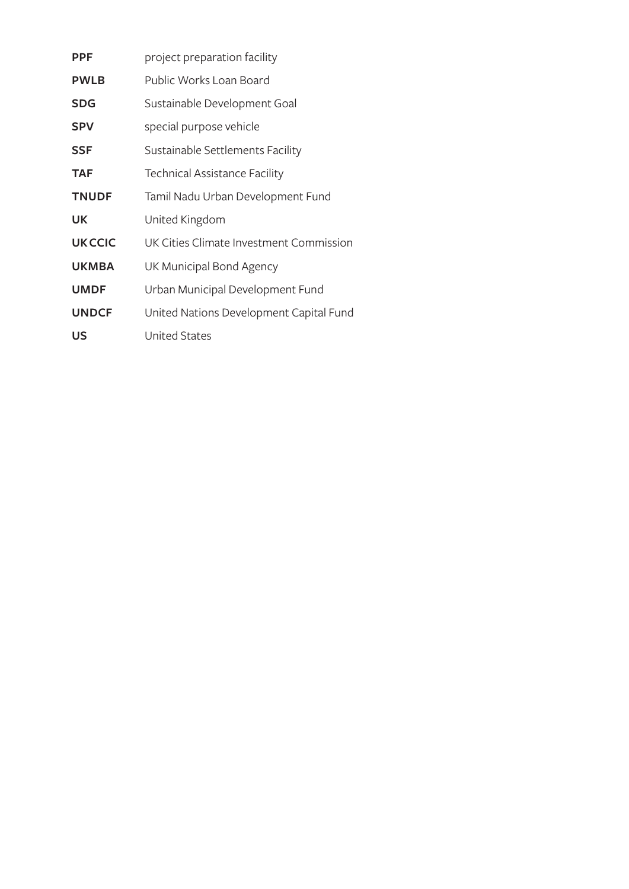| | |
|---|---|
| **PPF** | project preparation facility |
| **PWLB** | Public Works Loan Board |
| **SDG** | Sustainable Development Goal |
| **SPV** | special purpose vehicle |
| **SSF** | Sustainable Settlements Facility |
| **TAF** | Technical Assistance Facility |
| **TNUDF** | Tamil Nadu Urban Development Fund |
| **UK** | United Kingdom |
| **UK CCIC** | UK Cities Climate Investment Commission |
| **UKMBA** | UK Municipal Bond Agency |
| **UMDF** | Urban Municipal Development Fund |
| **UNDCF** | United Nations Development Capital Fund |
| **US** | United States |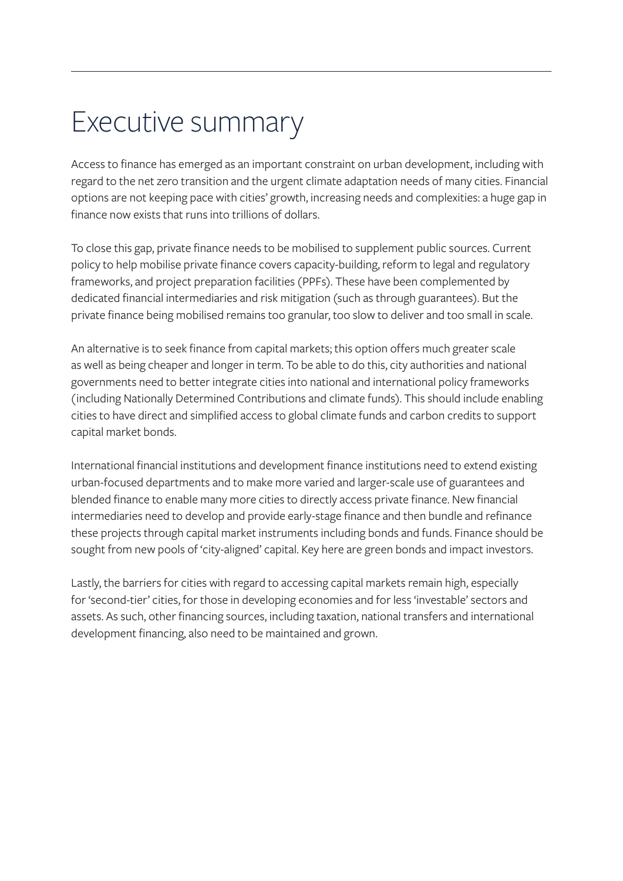# Executive summary

Access to finance has emerged as an important constraint on urban development, including with regard to the net zero transition and the urgent climate adaptation needs of many cities. Financial options are not keeping pace with cities' growth, increasing needs and complexities: a huge gap in finance now exists that runs into trillions of dollars.

To close this gap, private finance needs to be mobilised to supplement public sources. Current policy to help mobilise private finance covers capacity-building, reform to legal and regulatory frameworks, and project preparation facilities (PPFs). These have been complemented by dedicated financial intermediaries and risk mitigation (such as through guarantees). But the private finance being mobilised remains too granular, too slow to deliver and too small in scale.

An alternative is to seek finance from capital markets; this option offers much greater scale as well as being cheaper and longer in term. To be able to do this, city authorities and national governments need to better integrate cities into national and international policy frameworks (including Nationally Determined Contributions and climate funds). This should include enabling cities to have direct and simplified access to global climate funds and carbon credits to support capital market bonds.

International financial institutions and development finance institutions need to extend existing urban-focused departments and to make more varied and larger-scale use of guarantees and blended finance to enable many more cities to directly access private finance. New financial intermediaries need to develop and provide early-stage finance and then bundle and refinance these projects through capital market instruments including bonds and funds. Finance should be sought from new pools of 'city-aligned' capital. Key here are green bonds and impact investors.

Lastly, the barriers for cities with regard to accessing capital markets remain high, especially for 'second-tier' cities, for those in developing economies and for less 'investable' sectors and assets. As such, other financing sources, including taxation, national transfers and international development financing, also need to be maintained and grown.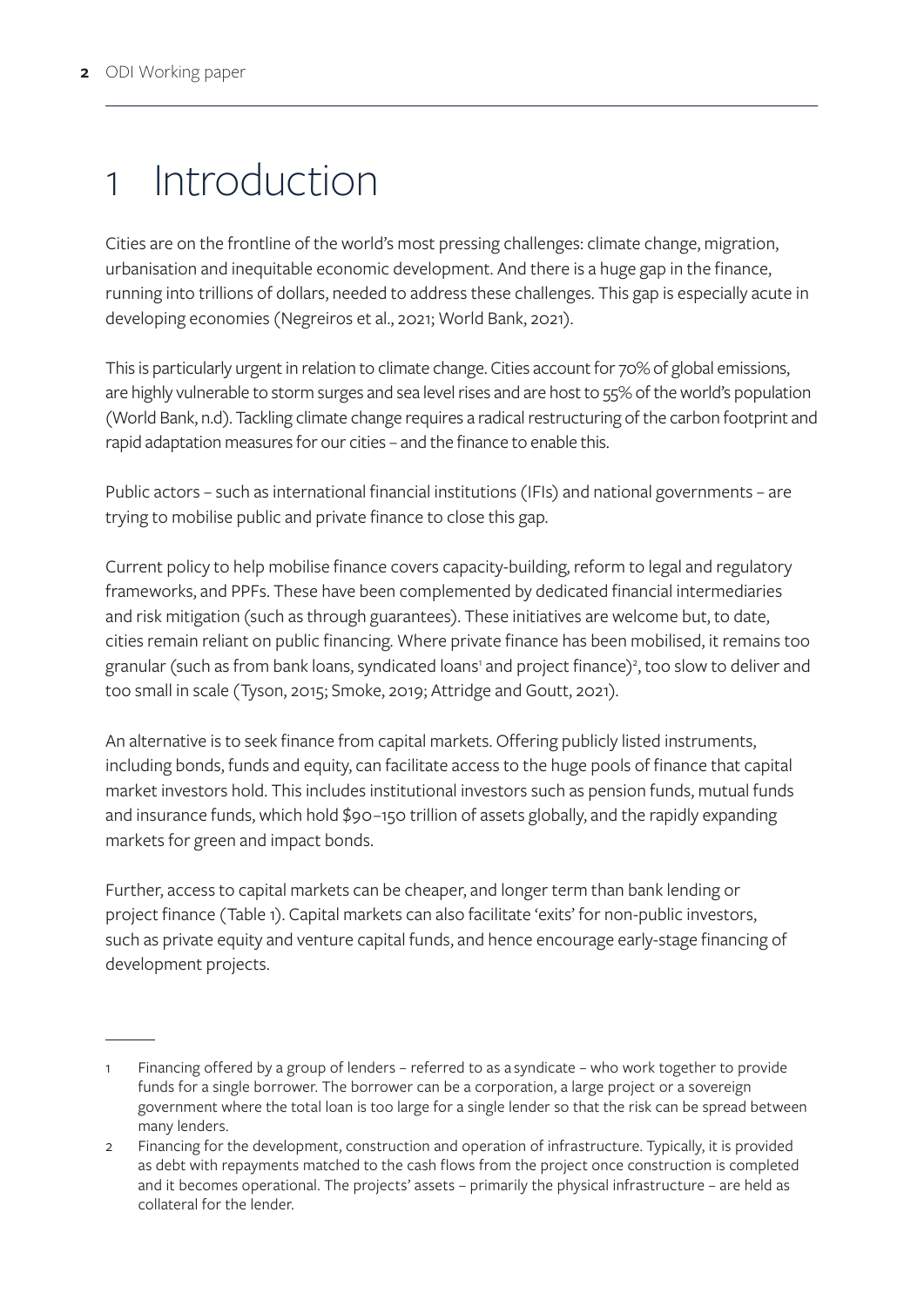# 1 Introduction

Cities are on the frontline of the world's most pressing challenges: climate change, migration, urbanisation and inequitable economic development. And there is a huge gap in the finance, running into trillions of dollars, needed to address these challenges. This gap is especially acute in developing economies (Negreiros et al., 2021; World Bank, 2021).

This is particularly urgent in relation to climate change. Cities account for 70% of global emissions, are highly vulnerable to storm surges and sea level rises and are host to 55% of the world's population (World Bank, n.d). Tackling climate change requires a radical restructuring of the carbon footprint and rapid adaptation measures for our cities – and the finance to enable this.

Public actors – such as international financial institutions (IFIs) and national governments – are trying to mobilise public and private finance to close this gap.

Current policy to help mobilise finance covers capacity-building, reform to legal and regulatory frameworks, and PPFs. These have been complemented by dedicated financial intermediaries and risk mitigation (such as through guarantees). These initiatives are welcome but, to date, cities remain reliant on public financing. Where private finance has been mobilised, it remains too granular (such as from bank loans, syndicated loans[1] and project finance)[2], too slow to deliver and too small in scale (Tyson, 2015; Smoke, 2019; Attridge and Goutt, 2021).

An alternative is to seek finance from capital markets. Offering publicly listed instruments, including bonds, funds and equity, can facilitate access to the huge pools of finance that capital market investors hold. This includes institutional investors such as pension funds, mutual funds and insurance funds, which hold $90–150 trillion of assets globally, and the rapidly expanding markets for green and impact bonds.

Further, access to capital markets can be cheaper, and longer term than bank lending or project finance (Table 1). Capital markets can also facilitate 'exits' for non-public investors, such as private equity and venture capital funds, and hence encourage early-stage financing of development projects.

---

1 Financing offered by a group of lenders – referred to as a syndicate – who work together to provide funds for a single borrower. The borrower can be a corporation, a large project or a sovereign government where the total loan is too large for a single lender so that the risk can be spread between many lenders.

2 Financing for the development, construction and operation of infrastructure. Typically, it is provided as debt with repayments matched to the cash flows from the project once construction is completed and it becomes operational. The projects' assets – primarily the physical infrastructure – are held as collateral for the lender.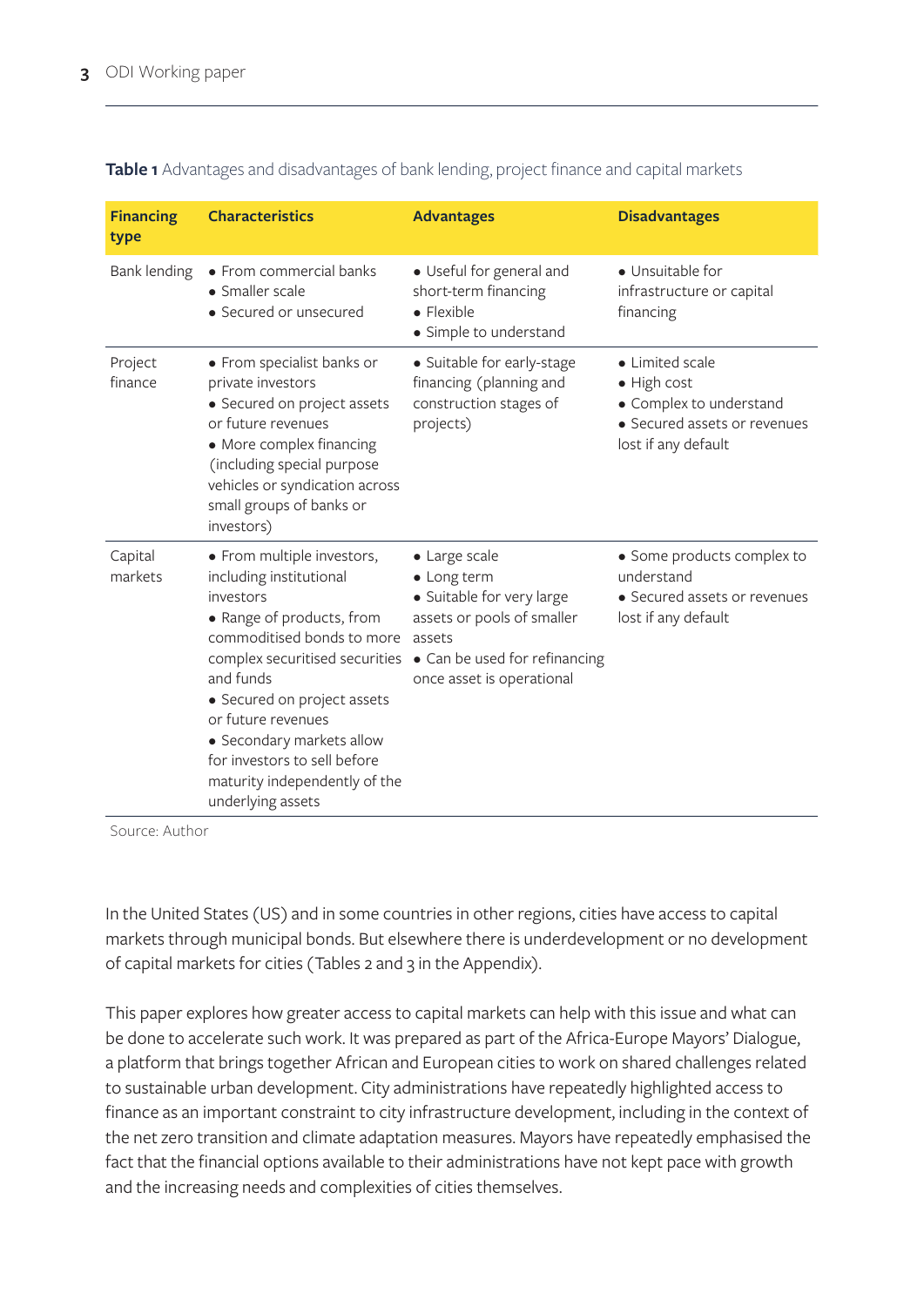**Table 1** Advantages and disadvantages of bank lending, project finance and capital markets

| Financing type | Characteristics | Advantages | Disadvantages |
|---|---|---|---|
| Bank lending | • From commercial banks<br>• Smaller scale<br>• Secured or unsecured | • Useful for general and short-term financing<br>• Flexible<br>• Simple to understand | • Unsuitable for infrastructure or capital financing |
| Project finance | • From specialist banks or private investors<br>• Secured on project assets or future revenues<br>• More complex financing (including special purpose vehicles or syndication across small groups of banks or investors) | • Suitable for early-stage financing (planning and construction stages of projects) | • Limited scale<br>• High cost<br>• Complex to understand<br>• Secured assets or revenues lost if any default |
| Capital markets | • From multiple investors, including institutional investors<br>• Range of products, from commoditised bonds to more complex securitised securities and funds<br>• Secured on project assets or future revenues<br>• Secondary markets allow for investors to sell before maturity independently of the underlying assets | • Large scale<br>• Long term<br>• Suitable for very large assets or pools of smaller assets<br>• Can be used for refinancing once asset is operational | • Some products complex to understand<br>• Secured assets or revenues lost if any default |

Source: Author

In the United States (US) and in some countries in other regions, cities have access to capital markets through municipal bonds. But elsewhere there is underdevelopment or no development of capital markets for cities (Tables 2 and 3 in the Appendix).

This paper explores how greater access to capital markets can help with this issue and what can be done to accelerate such work. It was prepared as part of the Africa-Europe Mayors' Dialogue, a platform that brings together African and European cities to work on shared challenges related to sustainable urban development. City administrations have repeatedly highlighted access to finance as an important constraint to city infrastructure development, including in the context of the net zero transition and climate adaptation measures. Mayors have repeatedly emphasised the fact that the financial options available to their administrations have not kept pace with growth and the increasing needs and complexities of cities themselves.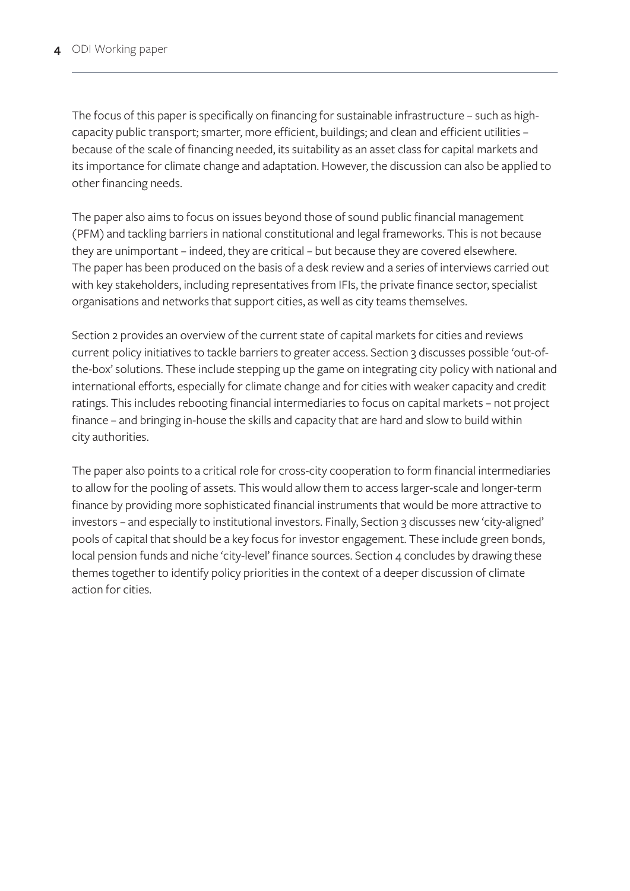The focus of this paper is specifically on financing for sustainable infrastructure – such as high-capacity public transport; smarter, more efficient, buildings; and clean and efficient utilities – because of the scale of financing needed, its suitability as an asset class for capital markets and its importance for climate change and adaptation. However, the discussion can also be applied to other financing needs.

The paper also aims to focus on issues beyond those of sound public financial management (PFM) and tackling barriers in national constitutional and legal frameworks. This is not because they are unimportant – indeed, they are critical – but because they are covered elsewhere. The paper has been produced on the basis of a desk review and a series of interviews carried out with key stakeholders, including representatives from IFIs, the private finance sector, specialist organisations and networks that support cities, as well as city teams themselves.

Section 2 provides an overview of the current state of capital markets for cities and reviews current policy initiatives to tackle barriers to greater access. Section 3 discusses possible 'out-of-the-box' solutions. These include stepping up the game on integrating city policy with national and international efforts, especially for climate change and for cities with weaker capacity and credit ratings. This includes rebooting financial intermediaries to focus on capital markets – not project finance – and bringing in-house the skills and capacity that are hard and slow to build within city authorities.

The paper also points to a critical role for cross-city cooperation to form financial intermediaries to allow for the pooling of assets. This would allow them to access larger-scale and longer-term finance by providing more sophisticated financial instruments that would be more attractive to investors – and especially to institutional investors. Finally, Section 3 discusses new 'city-aligned' pools of capital that should be a key focus for investor engagement. These include green bonds, local pension funds and niche 'city-level' finance sources. Section 4 concludes by drawing these themes together to identify policy priorities in the context of a deeper discussion of climate action for cities.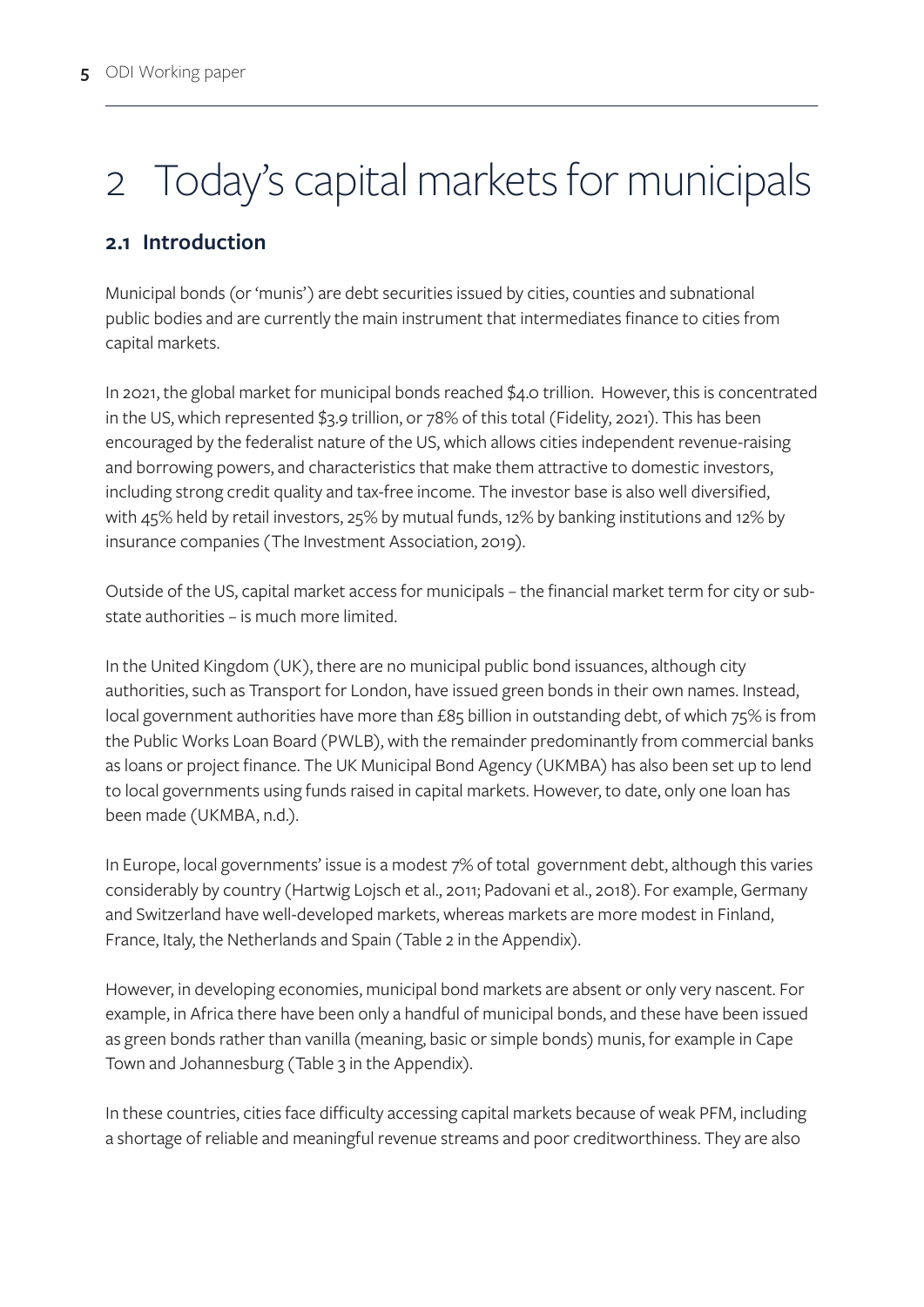# 2 Today's capital markets for municipals

## 2.1 Introduction

Municipal bonds (or 'munis') are debt securities issued by cities, counties and subnational public bodies and are currently the main instrument that intermediates finance to cities from capital markets.

In 2021, the global market for municipal bonds reached $4.0 trillion. However, this is concentrated in the US, which represented $3.9 trillion, or 78% of this total (Fidelity, 2021). This has been encouraged by the federalist nature of the US, which allows cities independent revenue-raising and borrowing powers, and characteristics that make them attractive to domestic investors, including strong credit quality and tax-free income. The investor base is also well diversified, with 45% held by retail investors, 25% by mutual funds, 12% by banking institutions and 12% by insurance companies (The Investment Association, 2019).

Outside of the US, capital market access for municipals – the financial market term for city or sub-state authorities – is much more limited.

In the United Kingdom (UK), there are no municipal public bond issuances, although city authorities, such as Transport for London, have issued green bonds in their own names. Instead, local government authorities have more than £85 billion in outstanding debt, of which 75% is from the Public Works Loan Board (PWLB), with the remainder predominantly from commercial banks as loans or project finance. The UK Municipal Bond Agency (UKMBA) has also been set up to lend to local governments using funds raised in capital markets. However, to date, only one loan has been made (UKMBA, n.d.).

In Europe, local governments' issue is a modest 7% of total government debt, although this varies considerably by country (Hartwig Lojsch et al., 2011; Padovani et al., 2018). For example, Germany and Switzerland have well-developed markets, whereas markets are more modest in Finland, France, Italy, the Netherlands and Spain (Table 2 in the Appendix).

However, in developing economies, municipal bond markets are absent or only very nascent. For example, in Africa there have been only a handful of municipal bonds, and these have been issued as green bonds rather than vanilla (meaning, basic or simple bonds) munis, for example in Cape Town and Johannesburg (Table 3 in the Appendix).

In these countries, cities face difficulty accessing capital markets because of weak PFM, including a shortage of reliable and meaningful revenue streams and poor creditworthiness. They are also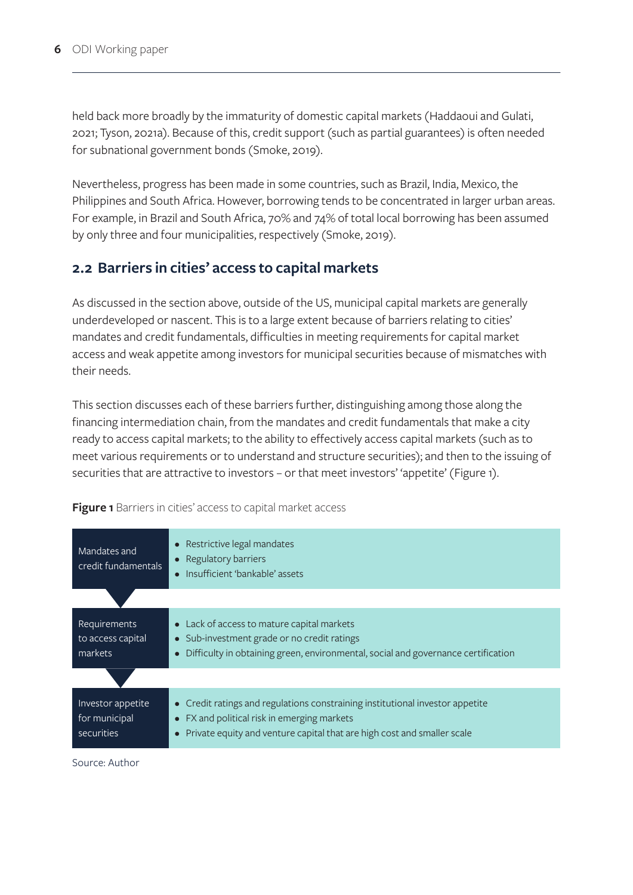held back more broadly by the immaturity of domestic capital markets (Haddaoui and Gulati, 2021; Tyson, 2021a). Because of this, credit support (such as partial guarantees) is often needed for subnational government bonds (Smoke, 2019).

Nevertheless, progress has been made in some countries, such as Brazil, India, Mexico, the Philippines and South Africa. However, borrowing tends to be concentrated in larger urban areas. For example, in Brazil and South Africa, 70% and 74% of total local borrowing has been assumed by only three and four municipalities, respectively (Smoke, 2019).

## 2.2 Barriers in cities' access to capital markets

As discussed in the section above, outside of the US, municipal capital markets are generally underdeveloped or nascent. This is to a large extent because of barriers relating to cities' mandates and credit fundamentals, difficulties in meeting requirements for capital market access and weak appetite among investors for municipal securities because of mismatches with their needs.

This section discusses each of these barriers further, distinguishing among those along the financing intermediation chain, from the mandates and credit fundamentals that make a city ready to access capital markets; to the ability to effectively access capital markets (such as to meet various requirements or to understand and structure securities); and then to the issuing of securities that are attractive to investors – or that meet investors' 'appetite' (Figure 1).

**Figure 1** Barriers in cities' access to capital market access

| | |
|---|---|
| Mandates and credit fundamentals | • Restrictive legal mandates<br>• Regulatory barriers<br>• Insufficient 'bankable' assets |
| Requirements to access capital markets | • Lack of access to mature capital markets<br>• Sub-investment grade or no credit ratings<br>• Difficulty in obtaining green, environmental, social and governance certification |
| Investor appetite for municipal securities | • Credit ratings and regulations constraining institutional investor appetite<br>• FX and political risk in emerging markets<br>• Private equity and venture capital that are high cost and smaller scale |

Source: Author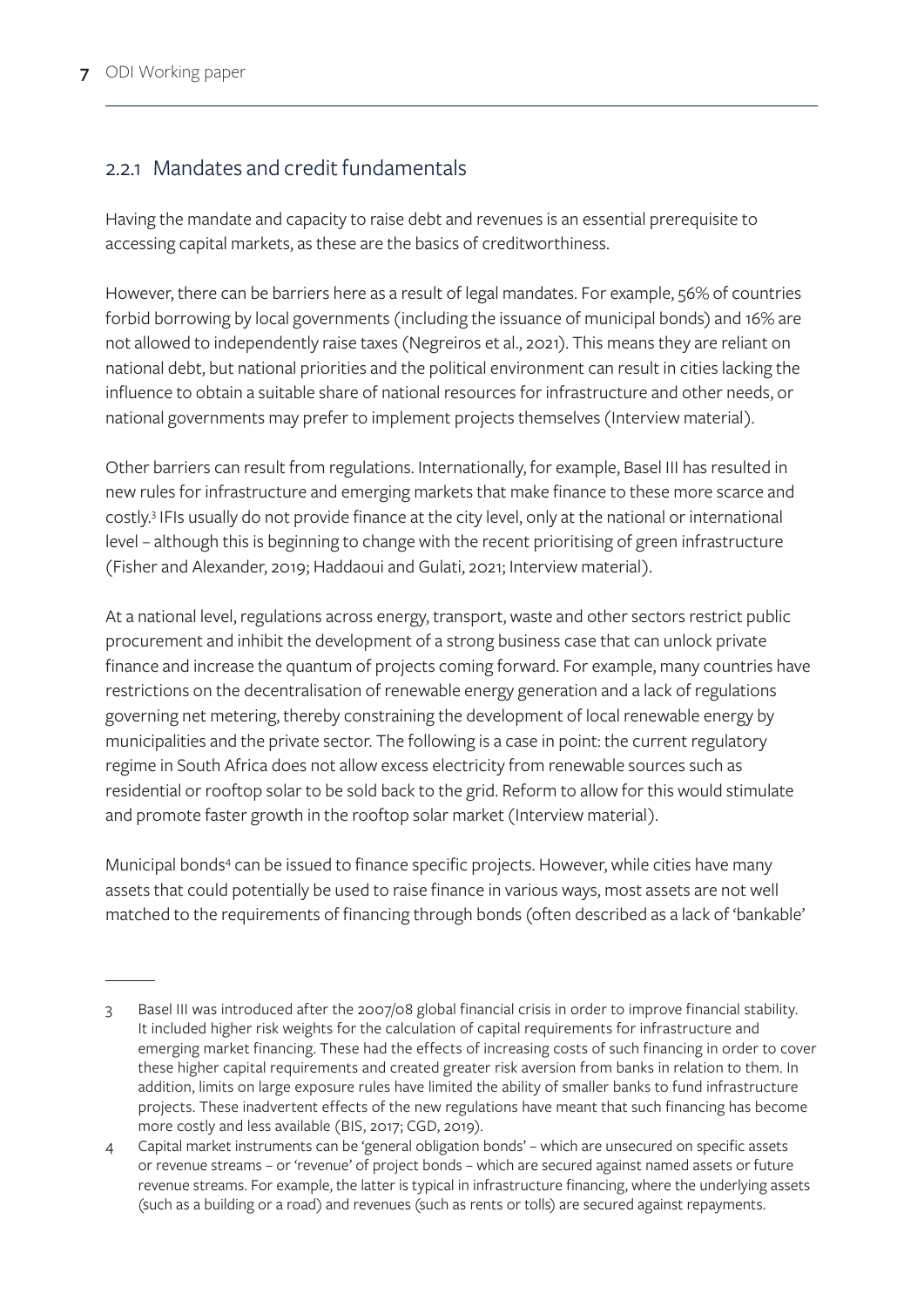### 2.2.1 Mandates and credit fundamentals

Having the mandate and capacity to raise debt and revenues is an essential prerequisite to accessing capital markets, as these are the basics of creditworthiness.

However, there can be barriers here as a result of legal mandates. For example, 56% of countries forbid borrowing by local governments (including the issuance of municipal bonds) and 16% are not allowed to independently raise taxes (Negreiros et al., 2021). This means they are reliant on national debt, but national priorities and the political environment can result in cities lacking the influence to obtain a suitable share of national resources for infrastructure and other needs, or national governments may prefer to implement projects themselves (Interview material).

Other barriers can result from regulations. Internationally, for example, Basel III has resulted in new rules for infrastructure and emerging markets that make finance to these more scarce and costly.[3] IFIs usually do not provide finance at the city level, only at the national or international level – although this is beginning to change with the recent prioritising of green infrastructure (Fisher and Alexander, 2019; Haddaoui and Gulati, 2021; Interview material).

At a national level, regulations across energy, transport, waste and other sectors restrict public procurement and inhibit the development of a strong business case that can unlock private finance and increase the quantum of projects coming forward. For example, many countries have restrictions on the decentralisation of renewable energy generation and a lack of regulations governing net metering, thereby constraining the development of local renewable energy by municipalities and the private sector. The following is a case in point: the current regulatory regime in South Africa does not allow excess electricity from renewable sources such as residential or rooftop solar to be sold back to the grid. Reform to allow for this would stimulate and promote faster growth in the rooftop solar market (Interview material).

Municipal bonds[4] can be issued to finance specific projects. However, while cities have many assets that could potentially be used to raise finance in various ways, most assets are not well matched to the requirements of financing through bonds (often described as a lack of 'bankable'

---

3 Basel III was introduced after the 2007/08 global financial crisis in order to improve financial stability. It included higher risk weights for the calculation of capital requirements for infrastructure and emerging market financing. These had the effects of increasing costs of such financing in order to cover these higher capital requirements and created greater risk aversion from banks in relation to them. In addition, limits on large exposure rules have limited the ability of smaller banks to fund infrastructure projects. These inadvertent effects of the new regulations have meant that such financing has become more costly and less available (BIS, 2017; CGD, 2019).

4 Capital market instruments can be 'general obligation bonds' – which are unsecured on specific assets or revenue streams – or 'revenue' of project bonds – which are secured against named assets or future revenue streams. For example, the latter is typical in infrastructure financing, where the underlying assets (such as a building or a road) and revenues (such as rents or tolls) are secured against repayments.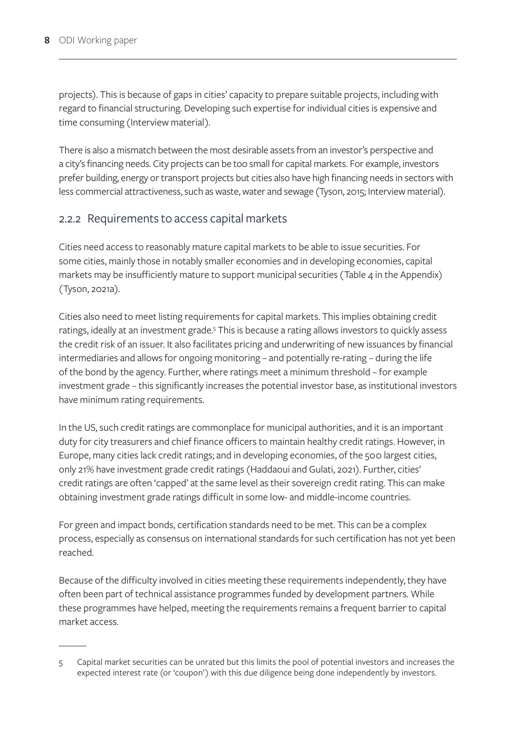projects). This is because of gaps in cities' capacity to prepare suitable projects, including with regard to financial structuring. Developing such expertise for individual cities is expensive and time consuming (Interview material).

There is also a mismatch between the most desirable assets from an investor's perspective and a city's financing needs. City projects can be too small for capital markets. For example, investors prefer building, energy or transport projects but cities also have high financing needs in sectors with less commercial attractiveness, such as waste, water and sewage (Tyson, 2015; Interview material).

### 2.2.2 Requirements to access capital markets

Cities need access to reasonably mature capital markets to be able to issue securities. For some cities, mainly those in notably smaller economies and in developing economies, capital markets may be insufficiently mature to support municipal securities (Table 4 in the Appendix) (Tyson, 2021a).

Cities also need to meet listing requirements for capital markets. This implies obtaining credit ratings, ideally at an investment grade.[5] This is because a rating allows investors to quickly assess the credit risk of an issuer. It also facilitates pricing and underwriting of new issuances by financial intermediaries and allows for ongoing monitoring – and potentially re-rating – during the life of the bond by the agency. Further, where ratings meet a minimum threshold – for example investment grade – this significantly increases the potential investor base, as institutional investors have minimum rating requirements.

In the US, such credit ratings are commonplace for municipal authorities, and it is an important duty for city treasurers and chief finance officers to maintain healthy credit ratings. However, in Europe, many cities lack credit ratings; and in developing economies, of the 500 largest cities, only 21% have investment grade credit ratings (Haddaoui and Gulati, 2021). Further, cities' credit ratings are often 'capped' at the same level as their sovereign credit rating. This can make obtaining investment grade ratings difficult in some low- and middle-income countries.

For green and impact bonds, certification standards need to be met. This can be a complex process, especially as consensus on international standards for such certification has not yet been reached.

Because of the difficulty involved in cities meeting these requirements independently, they have often been part of technical assistance programmes funded by development partners. While these programmes have helped, meeting the requirements remains a frequent barrier to capital market access.

---

5 Capital market securities can be unrated but this limits the pool of potential investors and increases the expected interest rate (or 'coupon') with this due diligence being done independently by investors.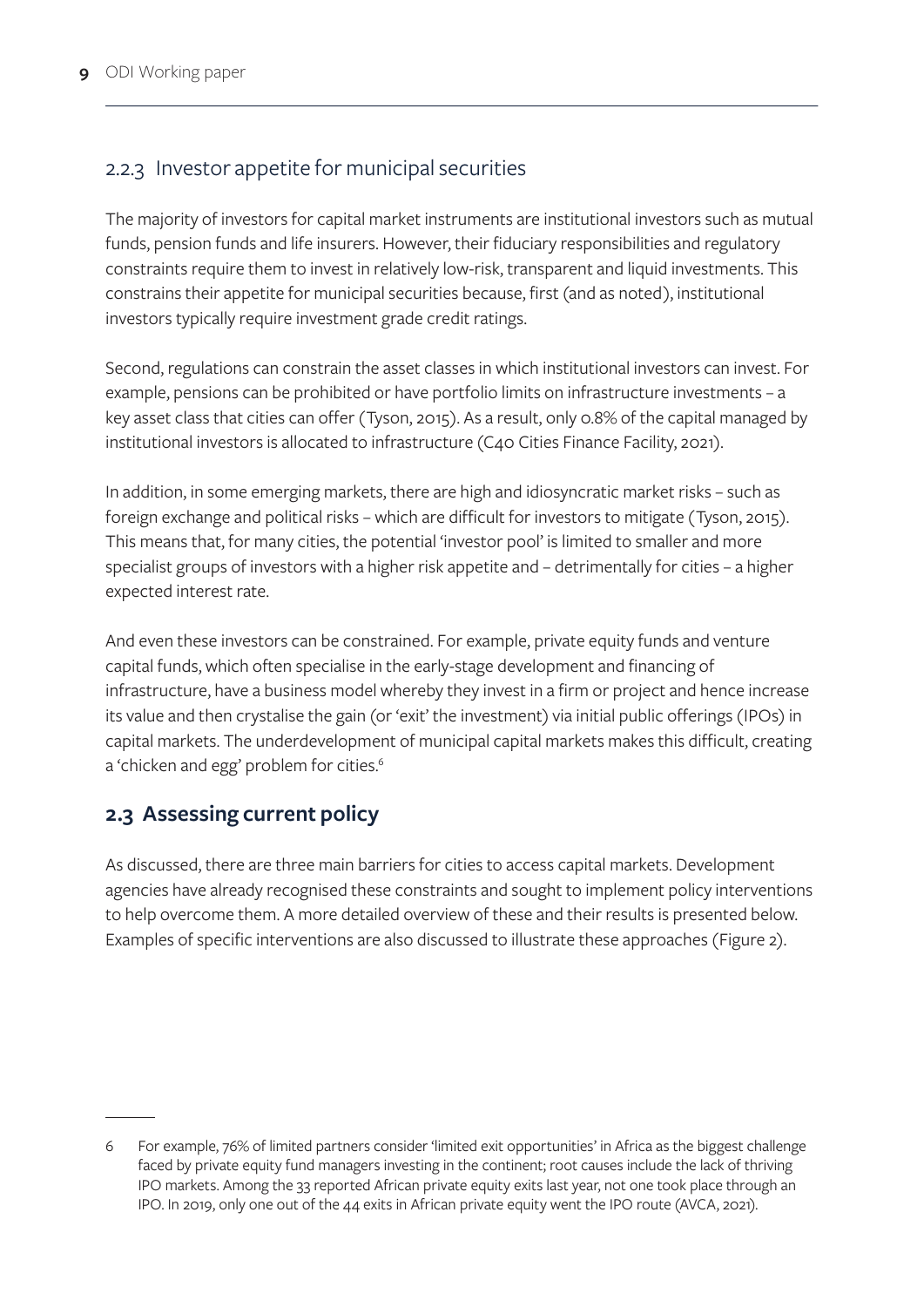### 2.2.3 Investor appetite for municipal securities

The majority of investors for capital market instruments are institutional investors such as mutual funds, pension funds and life insurers. However, their fiduciary responsibilities and regulatory constraints require them to invest in relatively low-risk, transparent and liquid investments. This constrains their appetite for municipal securities because, first (and as noted), institutional investors typically require investment grade credit ratings.

Second, regulations can constrain the asset classes in which institutional investors can invest. For example, pensions can be prohibited or have portfolio limits on infrastructure investments – a key asset class that cities can offer (Tyson, 2015). As a result, only 0.8% of the capital managed by institutional investors is allocated to infrastructure (C40 Cities Finance Facility, 2021).

In addition, in some emerging markets, there are high and idiosyncratic market risks – such as foreign exchange and political risks – which are difficult for investors to mitigate (Tyson, 2015). This means that, for many cities, the potential 'investor pool' is limited to smaller and more specialist groups of investors with a higher risk appetite and – detrimentally for cities – a higher expected interest rate.

And even these investors can be constrained. For example, private equity funds and venture capital funds, which often specialise in the early-stage development and financing of infrastructure, have a business model whereby they invest in a firm or project and hence increase its value and then crystalise the gain (or 'exit' the investment) via initial public offerings (IPOs) in capital markets. The underdevelopment of municipal capital markets makes this difficult, creating a 'chicken and egg' problem for cities.[6]

## 2.3 Assessing current policy

As discussed, there are three main barriers for cities to access capital markets. Development agencies have already recognised these constraints and sought to implement policy interventions to help overcome them. A more detailed overview of these and their results is presented below. Examples of specific interventions are also discussed to illustrate these approaches (Figure 2).

---

6 For example, 76% of limited partners consider 'limited exit opportunities' in Africa as the biggest challenge faced by private equity fund managers investing in the continent; root causes include the lack of thriving IPO markets. Among the 33 reported African private equity exits last year, not one took place through an IPO. In 2019, only one out of the 44 exits in African private equity went the IPO route (AVCA, 2021).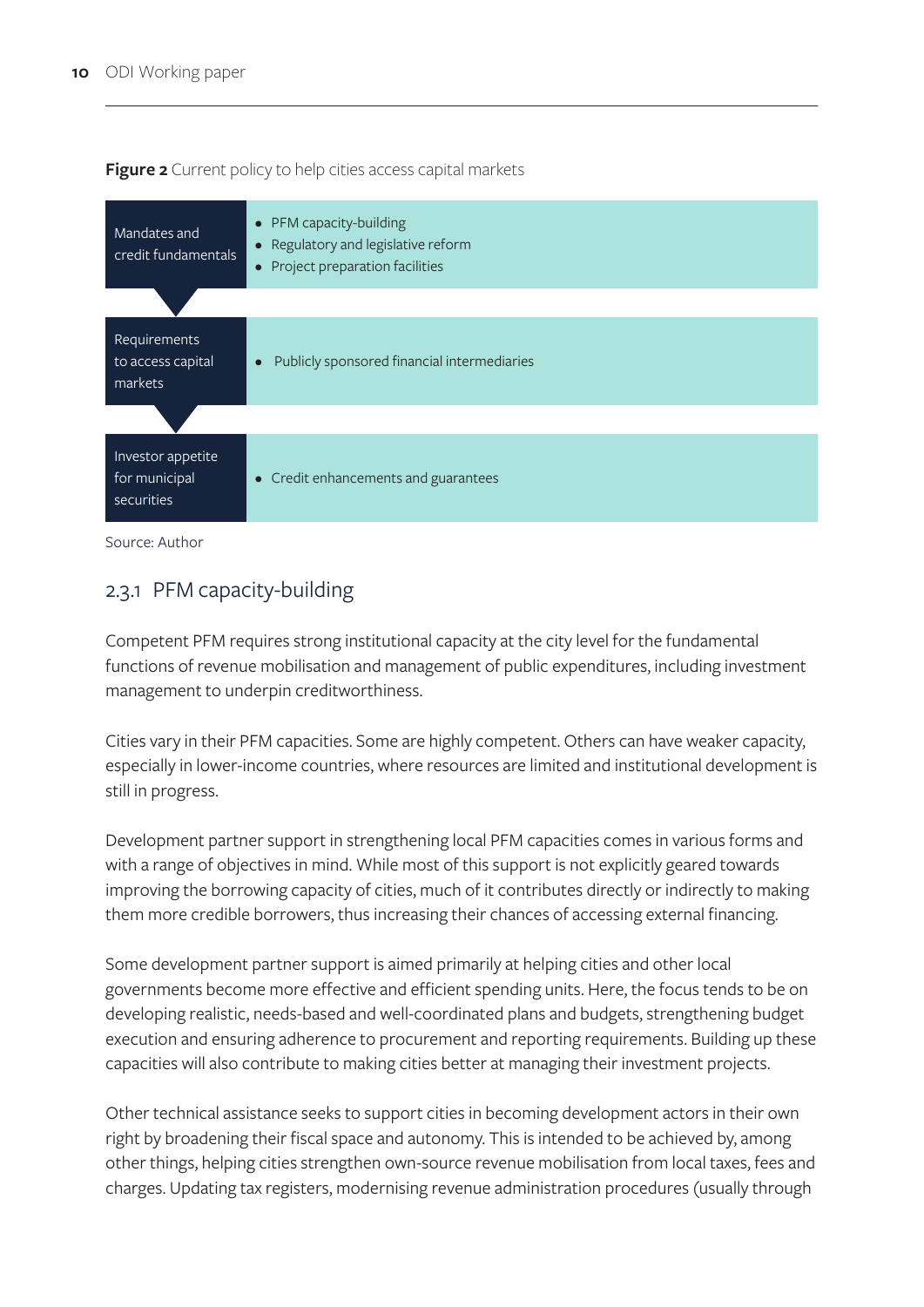**Figure 2** Current policy to help cities access capital markets

| | |
|---|---|
| Mandates and credit fundamentals | • PFM capacity-building<br>• Regulatory and legislative reform<br>• Project preparation facilities |
| Requirements to access capital markets | • Publicly sponsored financial intermediaries |
| Investor appetite for municipal securities | • Credit enhancements and guarantees |

Source: Author

### 2.3.1 PFM capacity-building

Competent PFM requires strong institutional capacity at the city level for the fundamental functions of revenue mobilisation and management of public expenditures, including investment management to underpin creditworthiness.

Cities vary in their PFM capacities. Some are highly competent. Others can have weaker capacity, especially in lower-income countries, where resources are limited and institutional development is still in progress.

Development partner support in strengthening local PFM capacities comes in various forms and with a range of objectives in mind. While most of this support is not explicitly geared towards improving the borrowing capacity of cities, much of it contributes directly or indirectly to making them more credible borrowers, thus increasing their chances of accessing external financing.

Some development partner support is aimed primarily at helping cities and other local governments become more effective and efficient spending units. Here, the focus tends to be on developing realistic, needs-based and well-coordinated plans and budgets, strengthening budget execution and ensuring adherence to procurement and reporting requirements. Building up these capacities will also contribute to making cities better at managing their investment projects.

Other technical assistance seeks to support cities in becoming development actors in their own right by broadening their fiscal space and autonomy. This is intended to be achieved by, among other things, helping cities strengthen own-source revenue mobilisation from local taxes, fees and charges. Updating tax registers, modernising revenue administration procedures (usually through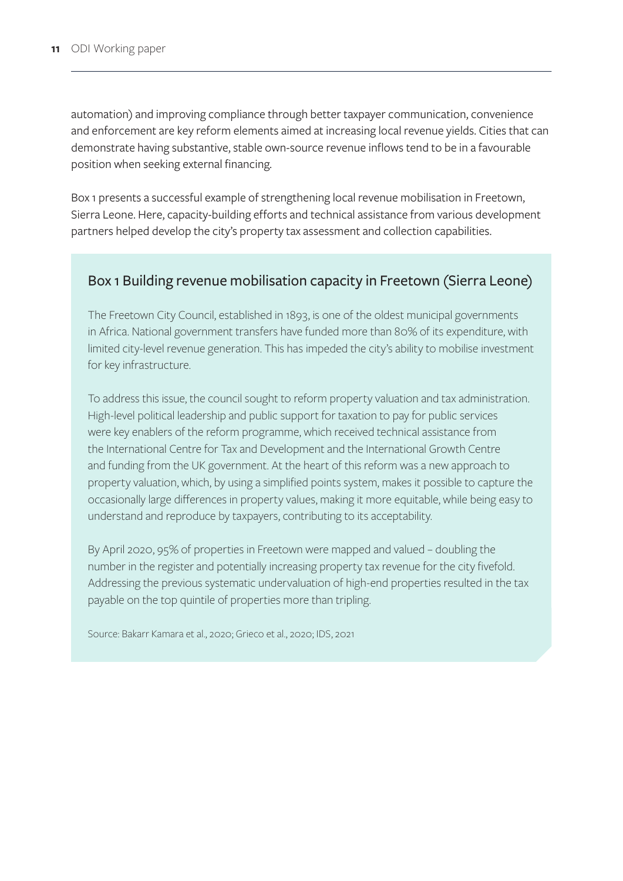automation) and improving compliance through better taxpayer communication, convenience and enforcement are key reform elements aimed at increasing local revenue yields. Cities that can demonstrate having substantive, stable own-source revenue inflows tend to be in a favourable position when seeking external financing.

Box 1 presents a successful example of strengthening local revenue mobilisation in Freetown, Sierra Leone. Here, capacity-building efforts and technical assistance from various development partners helped develop the city's property tax assessment and collection capabilities.

### Box 1 Building revenue mobilisation capacity in Freetown (Sierra Leone)

The Freetown City Council, established in 1893, is one of the oldest municipal governments in Africa. National government transfers have funded more than 80% of its expenditure, with limited city-level revenue generation. This has impeded the city's ability to mobilise investment for key infrastructure.

To address this issue, the council sought to reform property valuation and tax administration. High-level political leadership and public support for taxation to pay for public services were key enablers of the reform programme, which received technical assistance from the International Centre for Tax and Development and the International Growth Centre and funding from the UK government. At the heart of this reform was a new approach to property valuation, which, by using a simplified points system, makes it possible to capture the occasionally large differences in property values, making it more equitable, while being easy to understand and reproduce by taxpayers, contributing to its acceptability.

By April 2020, 95% of properties in Freetown were mapped and valued – doubling the number in the register and potentially increasing property tax revenue for the city fivefold. Addressing the previous systematic undervaluation of high-end properties resulted in the tax payable on the top quintile of properties more than tripling.

Source: Bakarr Kamara et al., 2020; Grieco et al., 2020; IDS, 2021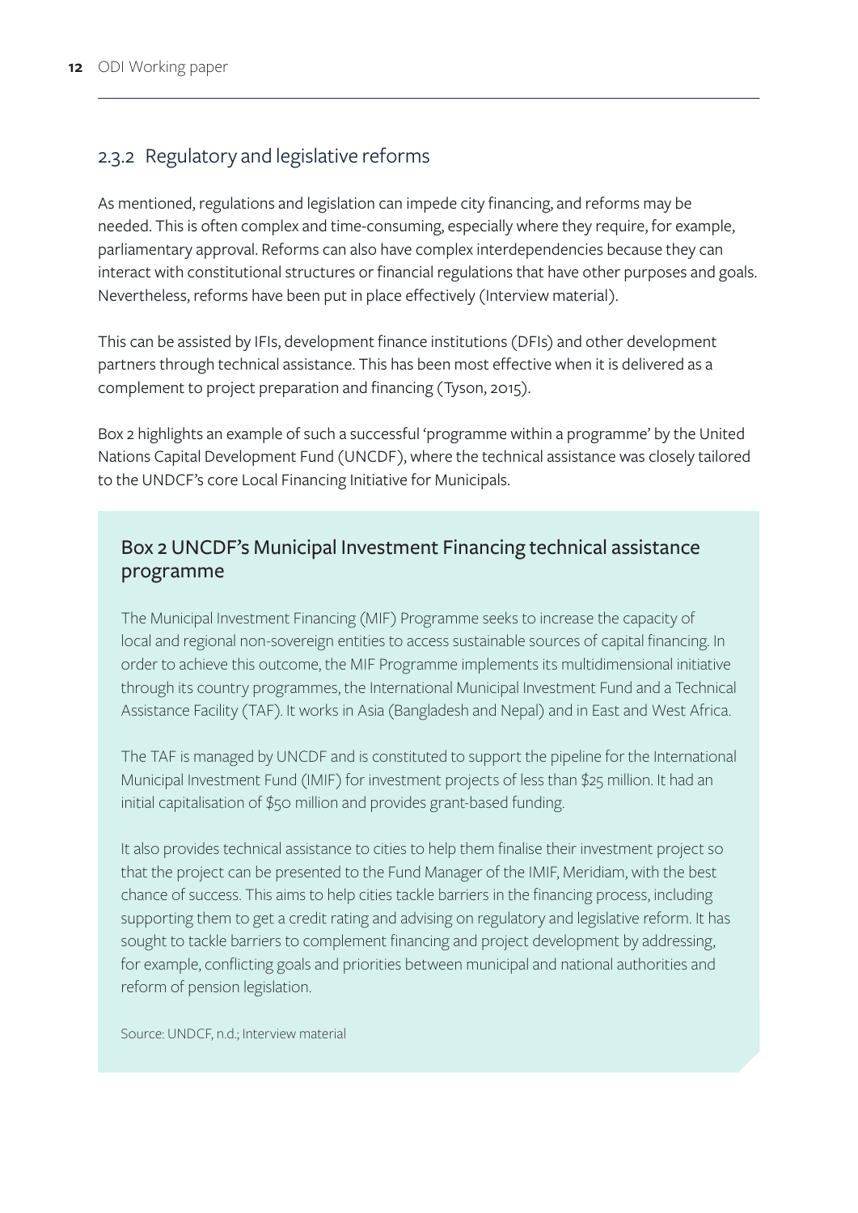### 2.3.2 Regulatory and legislative reforms

As mentioned, regulations and legislation can impede city financing, and reforms may be needed. This is often complex and time-consuming, especially where they require, for example, parliamentary approval. Reforms can also have complex interdependencies because they can interact with constitutional structures or financial regulations that have other purposes and goals. Nevertheless, reforms have been put in place effectively (Interview material).

This can be assisted by IFIs, development finance institutions (DFIs) and other development partners through technical assistance. This has been most effective when it is delivered as a complement to project preparation and financing (Tyson, 2015).

Box 2 highlights an example of such a successful 'programme within a programme' by the United Nations Capital Development Fund (UNCDF), where the technical assistance was closely tailored to the UNDCF's core Local Financing Initiative for Municipals.

#### Box 2 UNCDF's Municipal Investment Financing technical assistance programme

The Municipal Investment Financing (MIF) Programme seeks to increase the capacity of local and regional non-sovereign entities to access sustainable sources of capital financing. In order to achieve this outcome, the MIF Programme implements its multidimensional initiative through its country programmes, the International Municipal Investment Fund and a Technical Assistance Facility (TAF). It works in Asia (Bangladesh and Nepal) and in East and West Africa.

The TAF is managed by UNCDF and is constituted to support the pipeline for the International Municipal Investment Fund (IMIF) for investment projects of less than $25 million. It had an initial capitalisation of $50 million and provides grant-based funding.

It also provides technical assistance to cities to help them finalise their investment project so that the project can be presented to the Fund Manager of the IMIF, Meridiam, with the best chance of success. This aims to help cities tackle barriers in the financing process, including supporting them to get a credit rating and advising on regulatory and legislative reform. It has sought to tackle barriers to complement financing and project development by addressing, for example, conflicting goals and priorities between municipal and national authorities and reform of pension legislation.

Source: UNDCF, n.d.; Interview material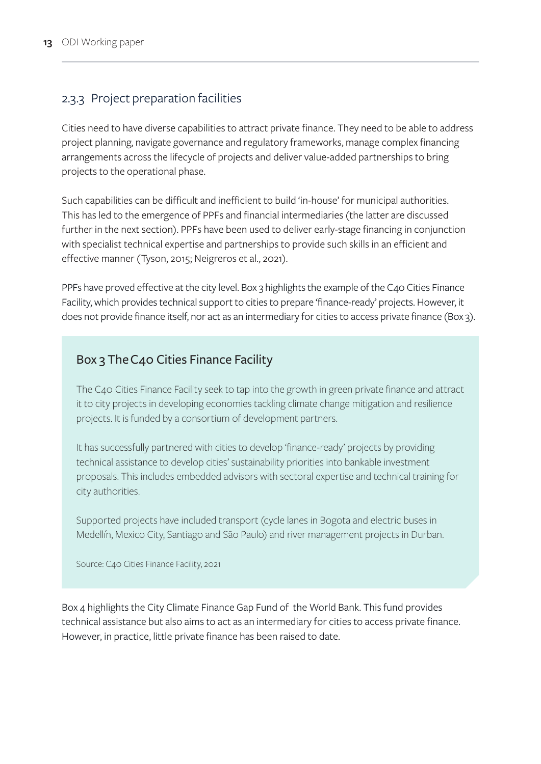### 2.3.3 Project preparation facilities

Cities need to have diverse capabilities to attract private finance. They need to be able to address project planning, navigate governance and regulatory frameworks, manage complex financing arrangements across the lifecycle of projects and deliver value-added partnerships to bring projects to the operational phase.

Such capabilities can be difficult and inefficient to build 'in-house' for municipal authorities. This has led to the emergence of PPFs and financial intermediaries (the latter are discussed further in the next section). PPFs have been used to deliver early-stage financing in conjunction with specialist technical expertise and partnerships to provide such skills in an efficient and effective manner (Tyson, 2015; Neigreros et al., 2021).

PPFs have proved effective at the city level. Box 3 highlights the example of the C40 Cities Finance Facility, which provides technical support to cities to prepare 'finance-ready' projects. However, it does not provide finance itself, nor act as an intermediary for cities to access private finance (Box 3).

#### Box 3 The C40 Cities Finance Facility

The C40 Cities Finance Facility seek to tap into the growth in green private finance and attract it to city projects in developing economies tackling climate change mitigation and resilience projects. It is funded by a consortium of development partners.

It has successfully partnered with cities to develop 'finance-ready' projects by providing technical assistance to develop cities' sustainability priorities into bankable investment proposals. This includes embedded advisors with sectoral expertise and technical training for city authorities.

Supported projects have included transport (cycle lanes in Bogota and electric buses in Medellín, Mexico City, Santiago and São Paulo) and river management projects in Durban.

Source: C40 Cities Finance Facility, 2021

Box 4 highlights the City Climate Finance Gap Fund of the World Bank. This fund provides technical assistance but also aims to act as an intermediary for cities to access private finance. However, in practice, little private finance has been raised to date.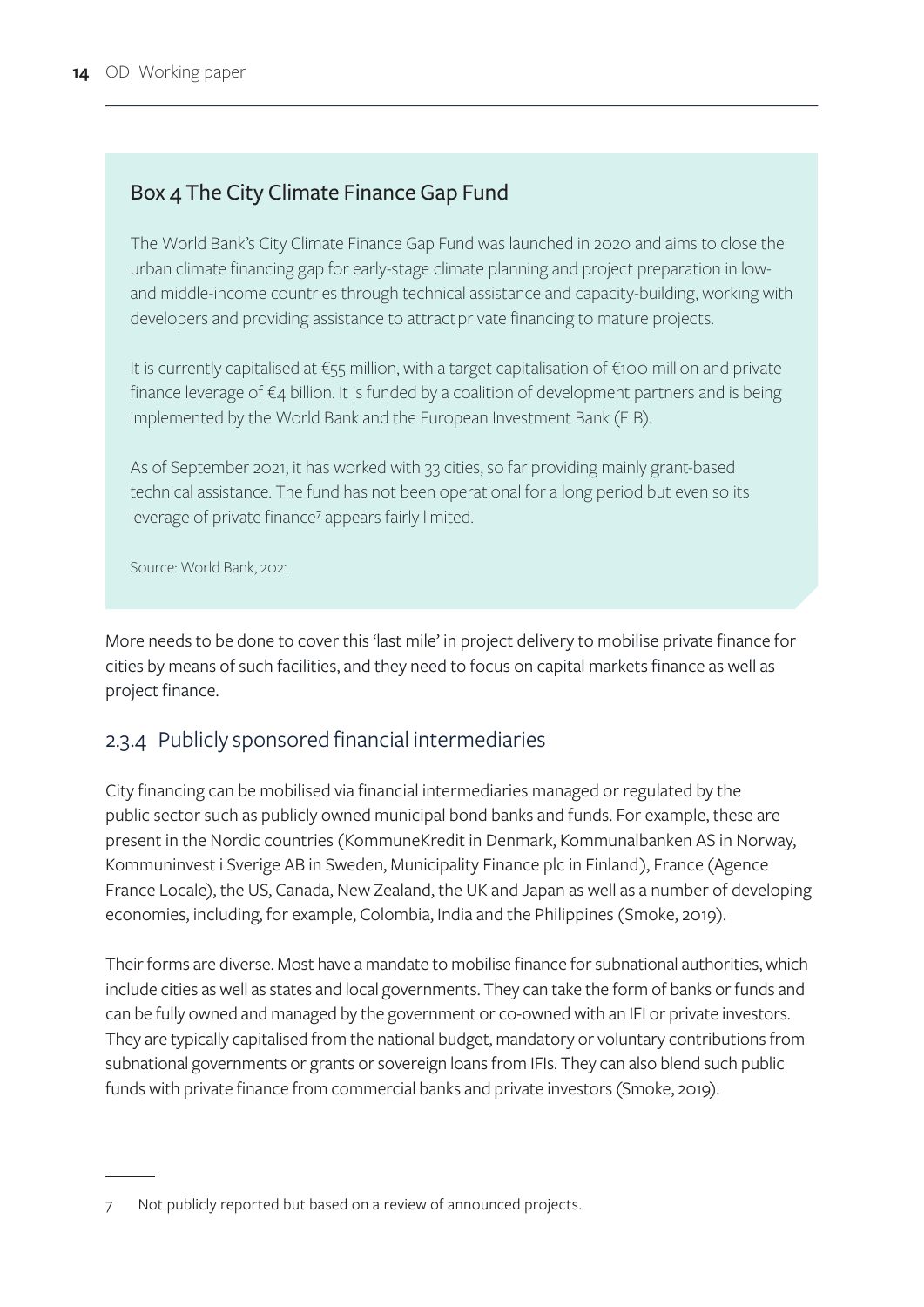### Box 4 The City Climate Finance Gap Fund

The World Bank's City Climate Finance Gap Fund was launched in 2020 and aims to close the urban climate financing gap for early-stage climate planning and project preparation in low- and middle-income countries through technical assistance and capacity-building, working with developers and providing assistance to attract private financing to mature projects.

It is currently capitalised at €55 million, with a target capitalisation of €100 million and private finance leverage of €4 billion. It is funded by a coalition of development partners and is being implemented by the World Bank and the European Investment Bank (EIB).

As of September 2021, it has worked with 33 cities, so far providing mainly grant-based technical assistance. The fund has not been operational for a long period but even so its leverage of private finance[7] appears fairly limited.

Source: World Bank, 2021

More needs to be done to cover this 'last mile' in project delivery to mobilise private finance for cities by means of such facilities, and they need to focus on capital markets finance as well as project finance.

### 2.3.4 Publicly sponsored financial intermediaries

City financing can be mobilised via financial intermediaries managed or regulated by the public sector such as publicly owned municipal bond banks and funds. For example, these are present in the Nordic countries (KommuneKredit in Denmark, Kommunalbanken AS in Norway, Kommuninvest i Sverige AB in Sweden, Municipality Finance plc in Finland), France (Agence France Locale), the US, Canada, New Zealand, the UK and Japan as well as a number of developing economies, including, for example, Colombia, India and the Philippines (Smoke, 2019).

Their forms are diverse. Most have a mandate to mobilise finance for subnational authorities, which include cities as well as states and local governments. They can take the form of banks or funds and can be fully owned and managed by the government or co-owned with an IFI or private investors. They are typically capitalised from the national budget, mandatory or voluntary contributions from subnational governments or grants or sovereign loans from IFIs. They can also blend such public funds with private finance from commercial banks and private investors (Smoke, 2019).

---

7 Not publicly reported but based on a review of announced projects.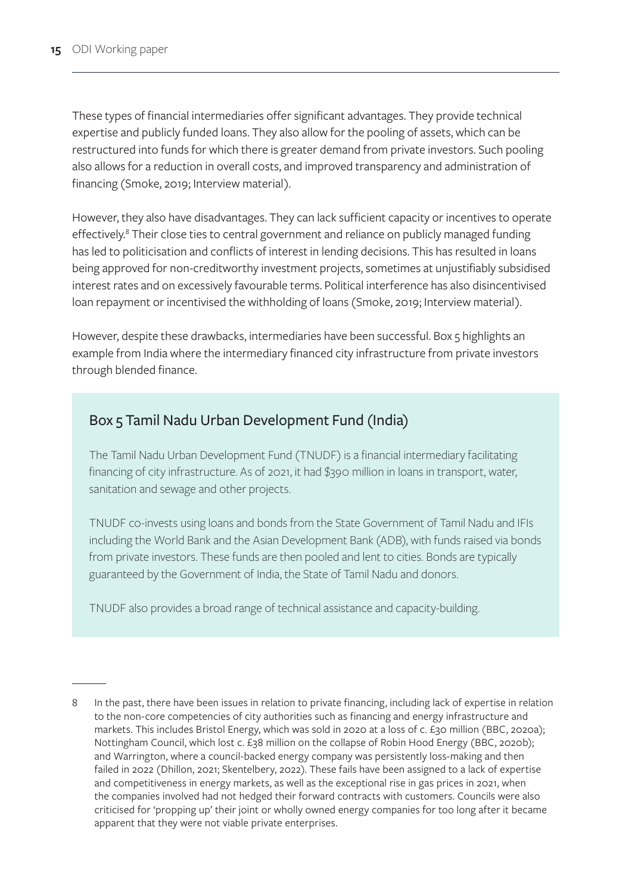These types of financial intermediaries offer significant advantages. They provide technical expertise and publicly funded loans. They also allow for the pooling of assets, which can be restructured into funds for which there is greater demand from private investors. Such pooling also allows for a reduction in overall costs, and improved transparency and administration of financing (Smoke, 2019; Interview material).

However, they also have disadvantages. They can lack sufficient capacity or incentives to operate effectively.[8] Their close ties to central government and reliance on publicly managed funding has led to politicisation and conflicts of interest in lending decisions. This has resulted in loans being approved for non-creditworthy investment projects, sometimes at unjustifiably subsidised interest rates and on excessively favourable terms. Political interference has also disincentivised loan repayment or incentivised the withholding of loans (Smoke, 2019; Interview material).

However, despite these drawbacks, intermediaries have been successful. Box 5 highlights an example from India where the intermediary financed city infrastructure from private investors through blended finance.

## Box 5 Tamil Nadu Urban Development Fund (India)

The Tamil Nadu Urban Development Fund (TNUDF) is a financial intermediary facilitating financing of city infrastructure. As of 2021, it had $390 million in loans in transport, water, sanitation and sewage and other projects.

TNUDF co-invests using loans and bonds from the State Government of Tamil Nadu and IFIs including the World Bank and the Asian Development Bank (ADB), with funds raised via bonds from private investors. These funds are then pooled and lent to cities. Bonds are typically guaranteed by the Government of India, the State of Tamil Nadu and donors.

TNUDF also provides a broad range of technical assistance and capacity-building.

---

8 In the past, there have been issues in relation to private financing, including lack of expertise in relation to the non-core competencies of city authorities such as financing and energy infrastructure and markets. This includes Bristol Energy, which was sold in 2020 at a loss of c. £30 million (BBC, 2020a); Nottingham Council, which lost c. £38 million on the collapse of Robin Hood Energy (BBC, 2020b); and Warrington, where a council-backed energy company was persistently loss-making and then failed in 2022 (Dhillon, 2021; Skentelbery, 2022). These fails have been assigned to a lack of expertise and competitiveness in energy markets, as well as the exceptional rise in gas prices in 2021, when the companies involved had not hedged their forward contracts with customers. Councils were also criticised for 'propping up' their joint or wholly owned energy companies for too long after it became apparent that they were not viable private enterprises.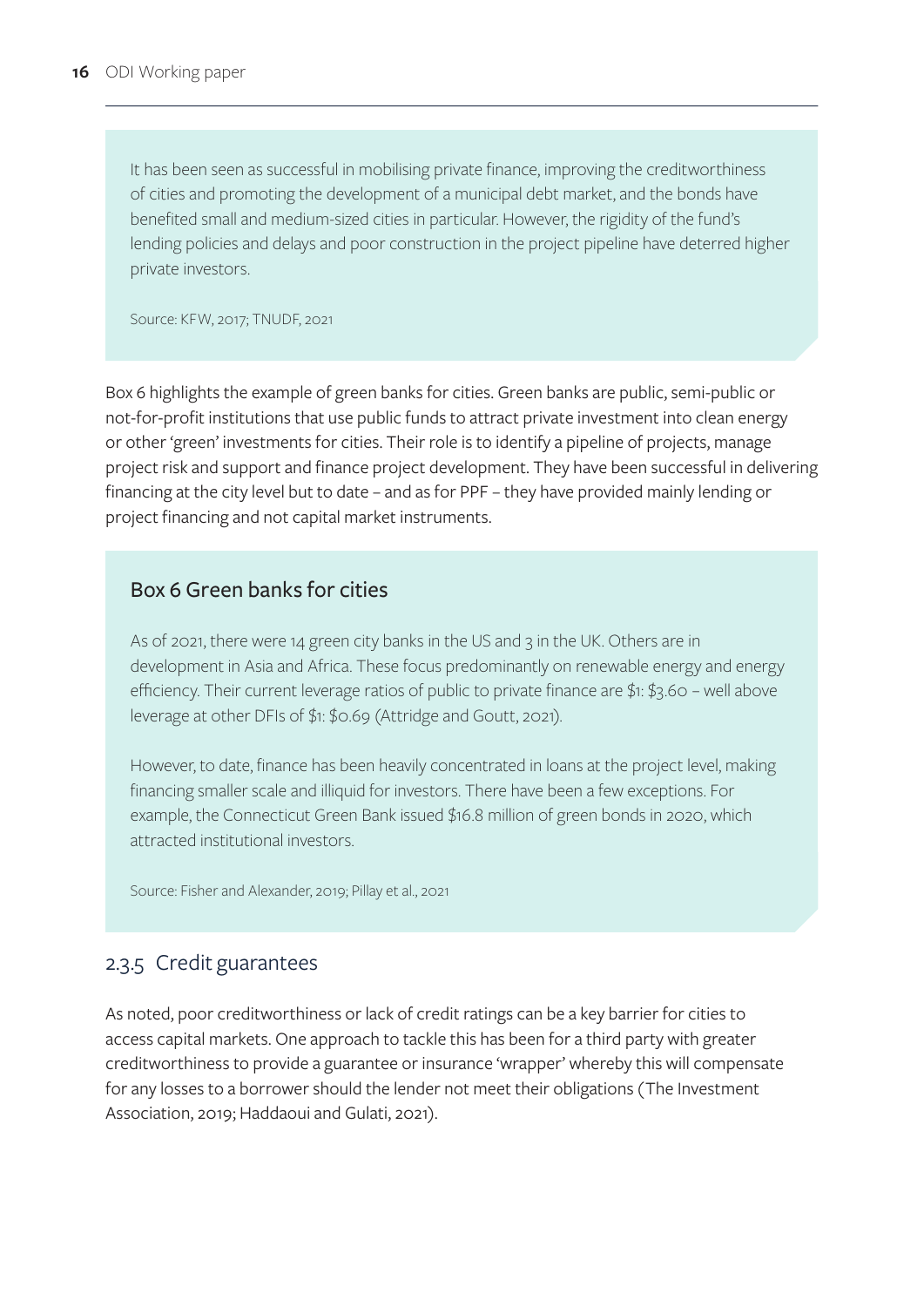It has been seen as successful in mobilising private finance, improving the creditworthiness of cities and promoting the development of a municipal debt market, and the bonds have benefited small and medium-sized cities in particular. However, the rigidity of the fund's lending policies and delays and poor construction in the project pipeline have deterred higher private investors.

Source: KFW, 2017; TNUDF, 2021

Box 6 highlights the example of green banks for cities. Green banks are public, semi-public or not-for-profit institutions that use public funds to attract private investment into clean energy or other 'green' investments for cities. Their role is to identify a pipeline of projects, manage project risk and support and finance project development. They have been successful in delivering financing at the city level but to date – and as for PPF – they have provided mainly lending or project financing and not capital market instruments.

### Box 6 Green banks for cities

As of 2021, there were 14 green city banks in the US and 3 in the UK. Others are in development in Asia and Africa. These focus predominantly on renewable energy and energy efficiency. Their current leverage ratios of public to private finance are $1: $3.60 – well above leverage at other DFIs of $1: $0.69 (Attridge and Goutt, 2021).

However, to date, finance has been heavily concentrated in loans at the project level, making financing smaller scale and illiquid for investors. There have been a few exceptions. For example, the Connecticut Green Bank issued $16.8 million of green bonds in 2020, which attracted institutional investors.

Source: Fisher and Alexander, 2019; Pillay et al., 2021

### 2.3.5 Credit guarantees

As noted, poor creditworthiness or lack of credit ratings can be a key barrier for cities to access capital markets. One approach to tackle this has been for a third party with greater creditworthiness to provide a guarantee or insurance 'wrapper' whereby this will compensate for any losses to a borrower should the lender not meet their obligations (The Investment Association, 2019; Haddaoui and Gulati, 2021).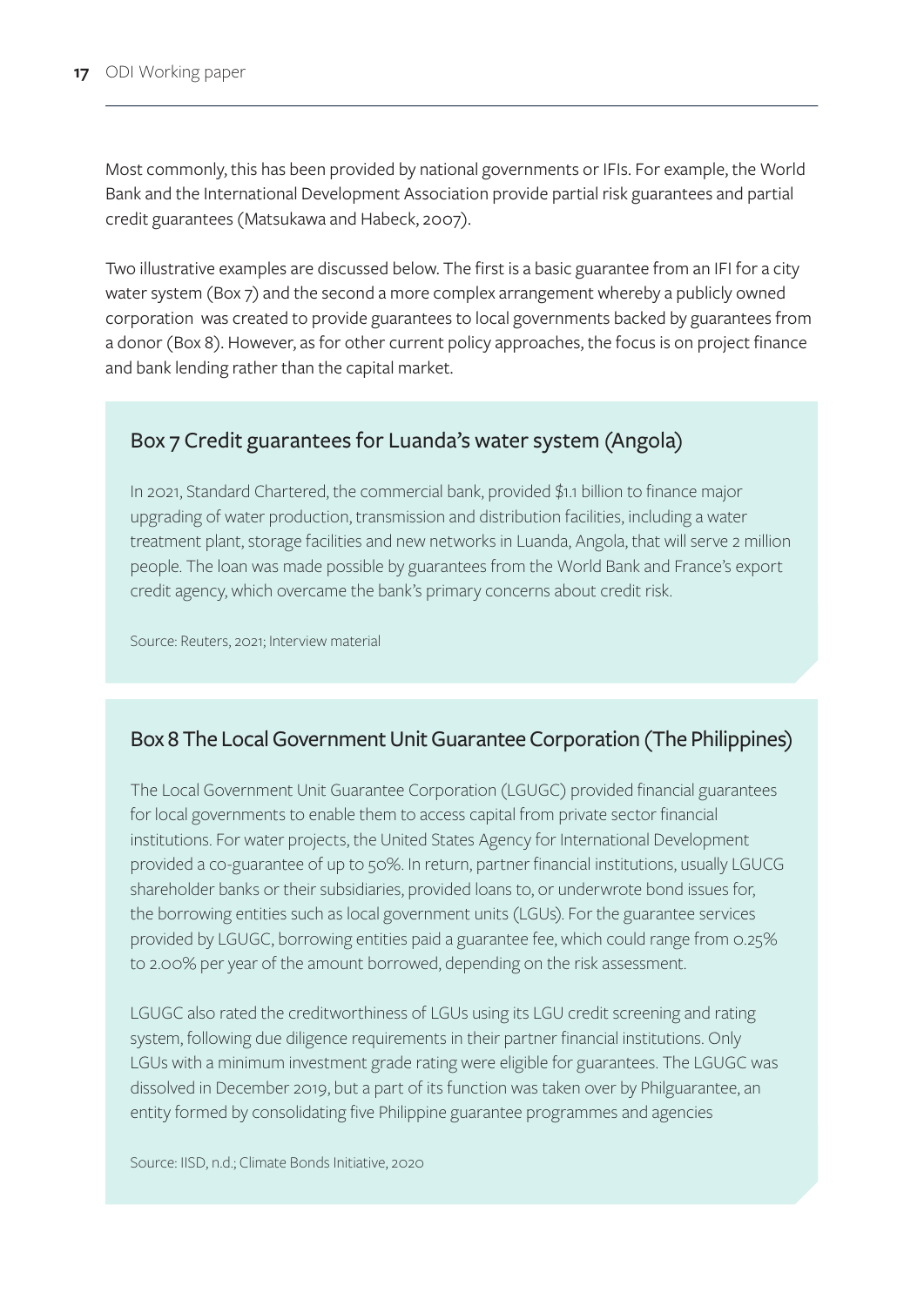Most commonly, this has been provided by national governments or IFIs. For example, the World Bank and the International Development Association provide partial risk guarantees and partial credit guarantees (Matsukawa and Habeck, 2007).

Two illustrative examples are discussed below. The first is a basic guarantee from an IFI for a city water system (Box 7) and the second a more complex arrangement whereby a publicly owned corporation was created to provide guarantees to local governments backed by guarantees from a donor (Box 8). However, as for other current policy approaches, the focus is on project finance and bank lending rather than the capital market.

### Box 7 Credit guarantees for Luanda's water system (Angola)

In 2021, Standard Chartered, the commercial bank, provided $1.1 billion to finance major upgrading of water production, transmission and distribution facilities, including a water treatment plant, storage facilities and new networks in Luanda, Angola, that will serve 2 million people. The loan was made possible by guarantees from the World Bank and France's export credit agency, which overcame the bank's primary concerns about credit risk.

Source: Reuters, 2021; Interview material

### Box 8 The Local Government Unit Guarantee Corporation (The Philippines)

The Local Government Unit Guarantee Corporation (LGUGC) provided financial guarantees for local governments to enable them to access capital from private sector financial institutions. For water projects, the United States Agency for International Development provided a co-guarantee of up to 50%. In return, partner financial institutions, usually LGUCG shareholder banks or their subsidiaries, provided loans to, or underwrote bond issues for, the borrowing entities such as local government units (LGUs). For the guarantee services provided by LGUGC, borrowing entities paid a guarantee fee, which could range from 0.25% to 2.00% per year of the amount borrowed, depending on the risk assessment.

LGUGC also rated the creditworthiness of LGUs using its LGU credit screening and rating system, following due diligence requirements in their partner financial institutions. Only LGUs with a minimum investment grade rating were eligible for guarantees. The LGUGC was dissolved in December 2019, but a part of its function was taken over by Philguarantee, an entity formed by consolidating five Philippine guarantee programmes and agencies

Source: IISD, n.d.; Climate Bonds Initiative, 2020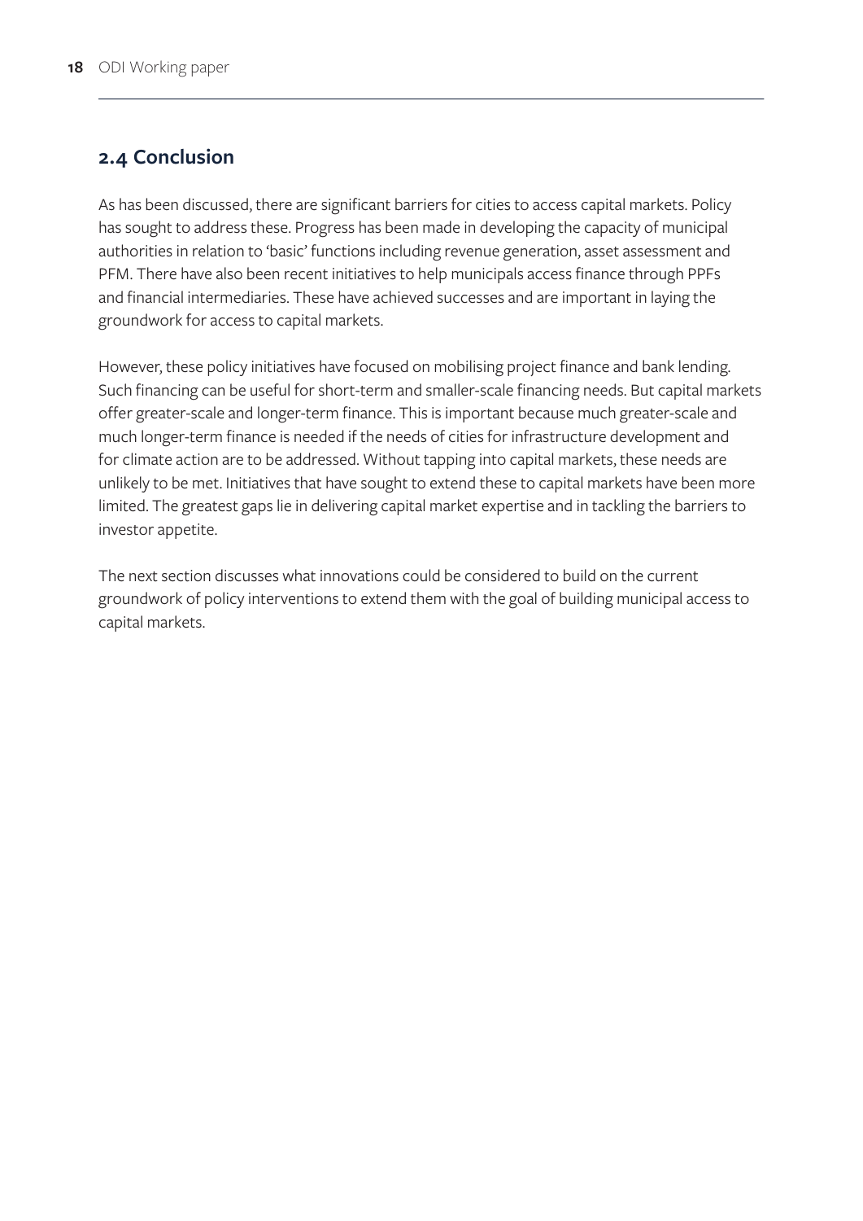## 2.4 Conclusion

As has been discussed, there are significant barriers for cities to access capital markets. Policy has sought to address these. Progress has been made in developing the capacity of municipal authorities in relation to 'basic' functions including revenue generation, asset assessment and PFM. There have also been recent initiatives to help municipals access finance through PPFs and financial intermediaries. These have achieved successes and are important in laying the groundwork for access to capital markets.

However, these policy initiatives have focused on mobilising project finance and bank lending. Such financing can be useful for short-term and smaller-scale financing needs. But capital markets offer greater-scale and longer-term finance. This is important because much greater-scale and much longer-term finance is needed if the needs of cities for infrastructure development and for climate action are to be addressed. Without tapping into capital markets, these needs are unlikely to be met. Initiatives that have sought to extend these to capital markets have been more limited. The greatest gaps lie in delivering capital market expertise and in tackling the barriers to investor appetite.

The next section discusses what innovations could be considered to build on the current groundwork of policy interventions to extend them with the goal of building municipal access to capital markets.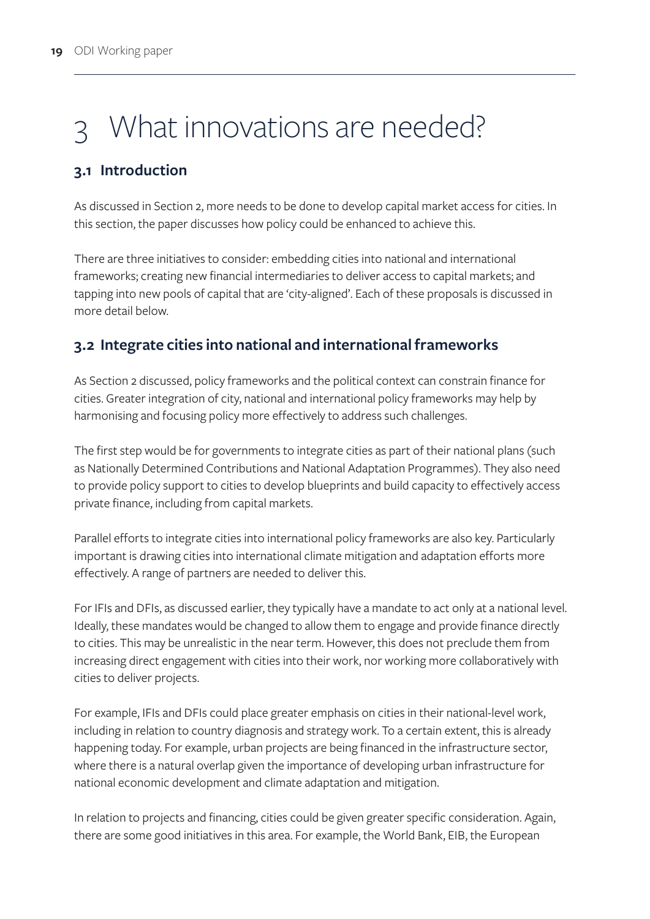# 3 What innovations are needed?

## 3.1 Introduction

As discussed in Section 2, more needs to be done to develop capital market access for cities. In this section, the paper discusses how policy could be enhanced to achieve this.

There are three initiatives to consider: embedding cities into national and international frameworks; creating new financial intermediaries to deliver access to capital markets; and tapping into new pools of capital that are 'city-aligned'. Each of these proposals is discussed in more detail below.

## 3.2 Integrate cities into national and international frameworks

As Section 2 discussed, policy frameworks and the political context can constrain finance for cities. Greater integration of city, national and international policy frameworks may help by harmonising and focusing policy more effectively to address such challenges.

The first step would be for governments to integrate cities as part of their national plans (such as Nationally Determined Contributions and National Adaptation Programmes). They also need to provide policy support to cities to develop blueprints and build capacity to effectively access private finance, including from capital markets.

Parallel efforts to integrate cities into international policy frameworks are also key. Particularly important is drawing cities into international climate mitigation and adaptation efforts more effectively. A range of partners are needed to deliver this.

For IFIs and DFIs, as discussed earlier, they typically have a mandate to act only at a national level. Ideally, these mandates would be changed to allow them to engage and provide finance directly to cities. This may be unrealistic in the near term. However, this does not preclude them from increasing direct engagement with cities into their work, nor working more collaboratively with cities to deliver projects.

For example, IFIs and DFIs could place greater emphasis on cities in their national-level work, including in relation to country diagnosis and strategy work. To a certain extent, this is already happening today. For example, urban projects are being financed in the infrastructure sector, where there is a natural overlap given the importance of developing urban infrastructure for national economic development and climate adaptation and mitigation.

In relation to projects and financing, cities could be given greater specific consideration. Again, there are some good initiatives in this area. For example, the World Bank, EIB, the European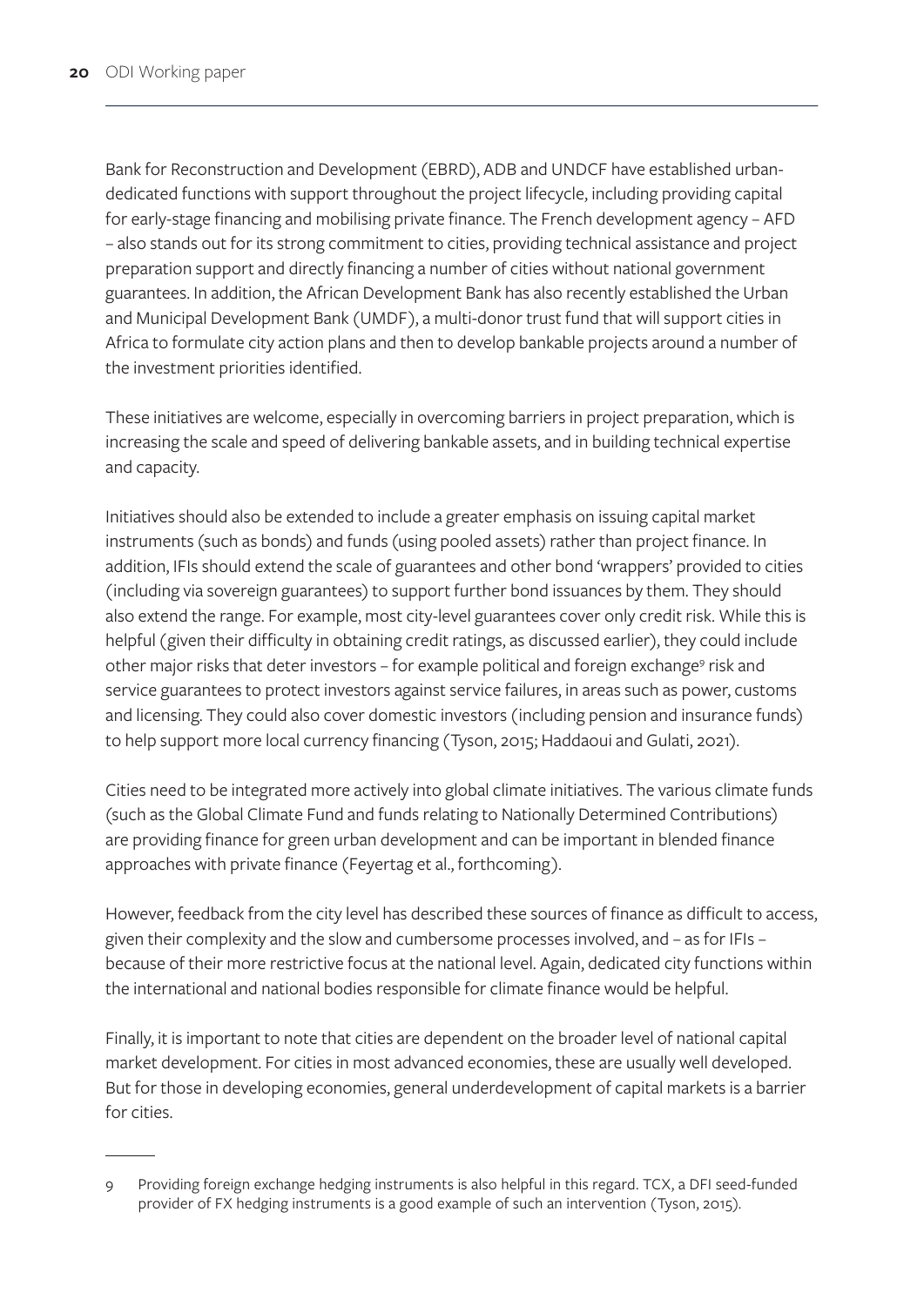Bank for Reconstruction and Development (EBRD), ADB and UNDCF have established urban-dedicated functions with support throughout the project lifecycle, including providing capital for early-stage financing and mobilising private finance. The French development agency – AFD – also stands out for its strong commitment to cities, providing technical assistance and project preparation support and directly financing a number of cities without national government guarantees. In addition, the African Development Bank has also recently established the Urban and Municipal Development Bank (UMDF), a multi-donor trust fund that will support cities in Africa to formulate city action plans and then to develop bankable projects around a number of the investment priorities identified.

These initiatives are welcome, especially in overcoming barriers in project preparation, which is increasing the scale and speed of delivering bankable assets, and in building technical expertise and capacity.

Initiatives should also be extended to include a greater emphasis on issuing capital market instruments (such as bonds) and funds (using pooled assets) rather than project finance. In addition, IFIs should extend the scale of guarantees and other bond 'wrappers' provided to cities (including via sovereign guarantees) to support further bond issuances by them. They should also extend the range. For example, most city-level guarantees cover only credit risk. While this is helpful (given their difficulty in obtaining credit ratings, as discussed earlier), they could include other major risks that deter investors – for example political and foreign exchange[9] risk and service guarantees to protect investors against service failures, in areas such as power, customs and licensing. They could also cover domestic investors (including pension and insurance funds) to help support more local currency financing (Tyson, 2015; Haddaoui and Gulati, 2021).

Cities need to be integrated more actively into global climate initiatives. The various climate funds (such as the Global Climate Fund and funds relating to Nationally Determined Contributions) are providing finance for green urban development and can be important in blended finance approaches with private finance (Feyertag et al., forthcoming).

However, feedback from the city level has described these sources of finance as difficult to access, given their complexity and the slow and cumbersome processes involved, and – as for IFIs – because of their more restrictive focus at the national level. Again, dedicated city functions within the international and national bodies responsible for climate finance would be helpful.

Finally, it is important to note that cities are dependent on the broader level of national capital market development. For cities in most advanced economies, these are usually well developed. But for those in developing economies, general underdevelopment of capital markets is a barrier for cities.

---

9 Providing foreign exchange hedging instruments is also helpful in this regard. TCX, a DFI seed-funded provider of FX hedging instruments is a good example of such an intervention (Tyson, 2015).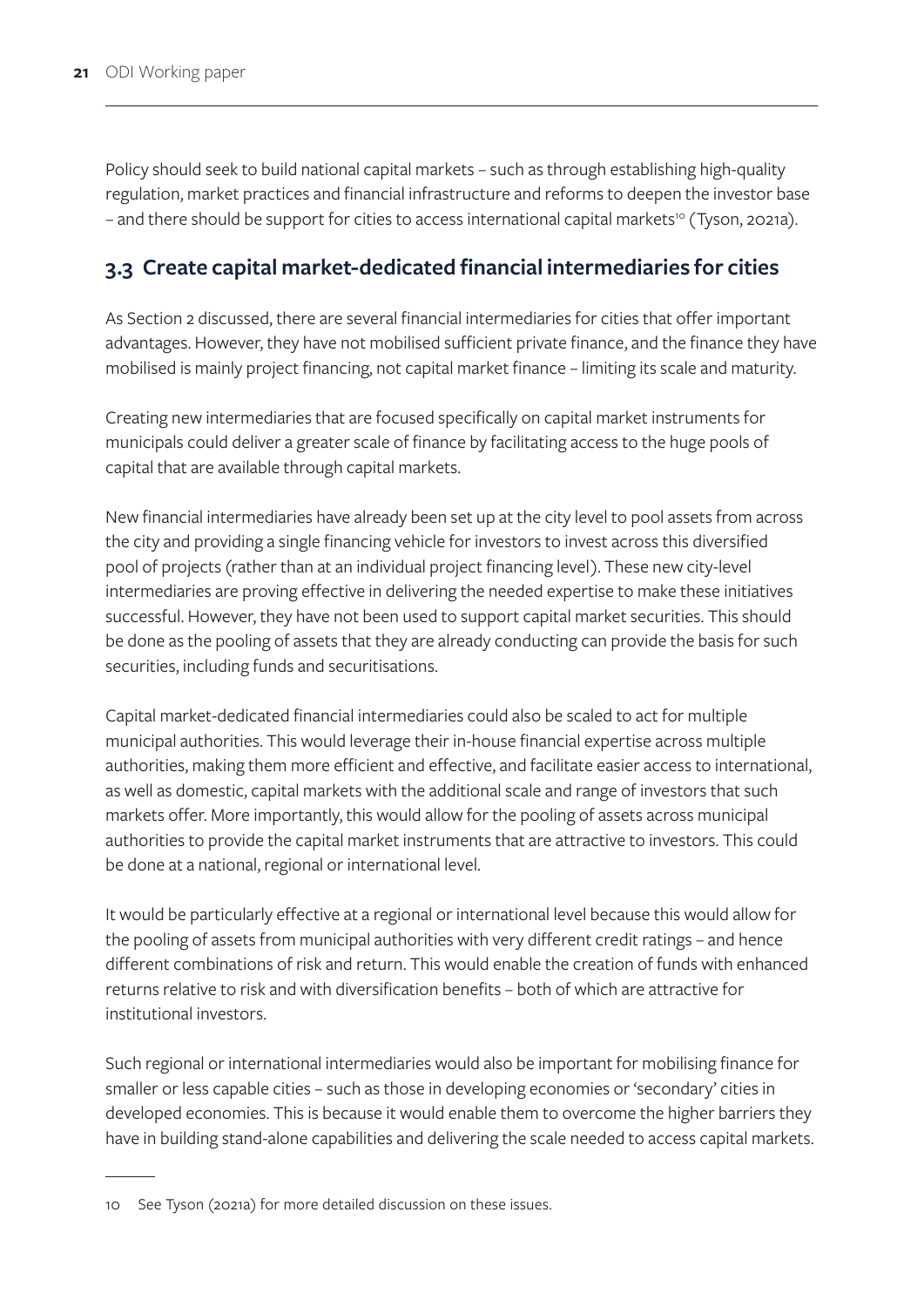Policy should seek to build national capital markets – such as through establishing high-quality regulation, market practices and financial infrastructure and reforms to deepen the investor base – and there should be support for cities to access international capital markets[10] (Tyson, 2021a).

## 3.3 Create capital market-dedicated financial intermediaries for cities

As Section 2 discussed, there are several financial intermediaries for cities that offer important advantages. However, they have not mobilised sufficient private finance, and the finance they have mobilised is mainly project financing, not capital market finance – limiting its scale and maturity.

Creating new intermediaries that are focused specifically on capital market instruments for municipals could deliver a greater scale of finance by facilitating access to the huge pools of capital that are available through capital markets.

New financial intermediaries have already been set up at the city level to pool assets from across the city and providing a single financing vehicle for investors to invest across this diversified pool of projects (rather than at an individual project financing level). These new city-level intermediaries are proving effective in delivering the needed expertise to make these initiatives successful. However, they have not been used to support capital market securities. This should be done as the pooling of assets that they are already conducting can provide the basis for such securities, including funds and securitisations.

Capital market-dedicated financial intermediaries could also be scaled to act for multiple municipal authorities. This would leverage their in-house financial expertise across multiple authorities, making them more efficient and effective, and facilitate easier access to international, as well as domestic, capital markets with the additional scale and range of investors that such markets offer. More importantly, this would allow for the pooling of assets across municipal authorities to provide the capital market instruments that are attractive to investors. This could be done at a national, regional or international level.

It would be particularly effective at a regional or international level because this would allow for the pooling of assets from municipal authorities with very different credit ratings – and hence different combinations of risk and return. This would enable the creation of funds with enhanced returns relative to risk and with diversification benefits – both of which are attractive for institutional investors.

Such regional or international intermediaries would also be important for mobilising finance for smaller or less capable cities – such as those in developing economies or 'secondary' cities in developed economies. This is because it would enable them to overcome the higher barriers they have in building stand-alone capabilities and delivering the scale needed to access capital markets.

---

10 See Tyson (2021a) for more detailed discussion on these issues.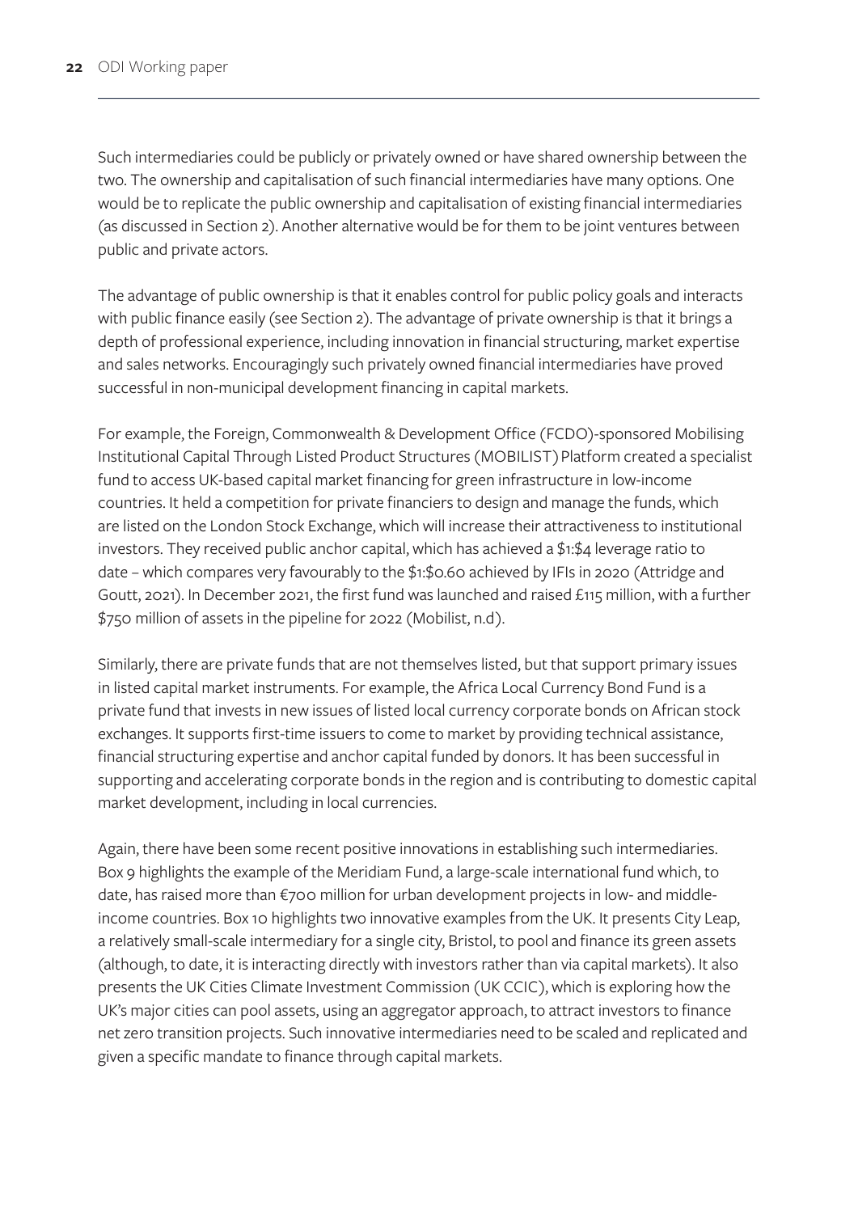Such intermediaries could be publicly or privately owned or have shared ownership between the two. The ownership and capitalisation of such financial intermediaries have many options. One would be to replicate the public ownership and capitalisation of existing financial intermediaries (as discussed in Section 2). Another alternative would be for them to be joint ventures between public and private actors.

The advantage of public ownership is that it enables control for public policy goals and interacts with public finance easily (see Section 2). The advantage of private ownership is that it brings a depth of professional experience, including innovation in financial structuring, market expertise and sales networks. Encouragingly such privately owned financial intermediaries have proved successful in non-municipal development financing in capital markets.

For example, the Foreign, Commonwealth & Development Office (FCDO)-sponsored Mobilising Institutional Capital Through Listed Product Structures (MOBILIST) Platform created a specialist fund to access UK-based capital market financing for green infrastructure in low-income countries. It held a competition for private financiers to design and manage the funds, which are listed on the London Stock Exchange, which will increase their attractiveness to institutional investors. They received public anchor capital, which has achieved a $1:$4 leverage ratio to date – which compares very favourably to the $1:$0.60 achieved by IFIs in 2020 (Attridge and Goutt, 2021). In December 2021, the first fund was launched and raised £115 million, with a further $750 million of assets in the pipeline for 2022 (Mobilist, n.d).

Similarly, there are private funds that are not themselves listed, but that support primary issues in listed capital market instruments. For example, the Africa Local Currency Bond Fund is a private fund that invests in new issues of listed local currency corporate bonds on African stock exchanges. It supports first-time issuers to come to market by providing technical assistance, financial structuring expertise and anchor capital funded by donors. It has been successful in supporting and accelerating corporate bonds in the region and is contributing to domestic capital market development, including in local currencies.

Again, there have been some recent positive innovations in establishing such intermediaries. Box 9 highlights the example of the Meridiam Fund, a large-scale international fund which, to date, has raised more than €700 million for urban development projects in low- and middle-income countries. Box 10 highlights two innovative examples from the UK. It presents City Leap, a relatively small-scale intermediary for a single city, Bristol, to pool and finance its green assets (although, to date, it is interacting directly with investors rather than via capital markets). It also presents the UK Cities Climate Investment Commission (UK CCIC), which is exploring how the UK's major cities can pool assets, using an aggregator approach, to attract investors to finance net zero transition projects. Such innovative intermediaries need to be scaled and replicated and given a specific mandate to finance through capital markets.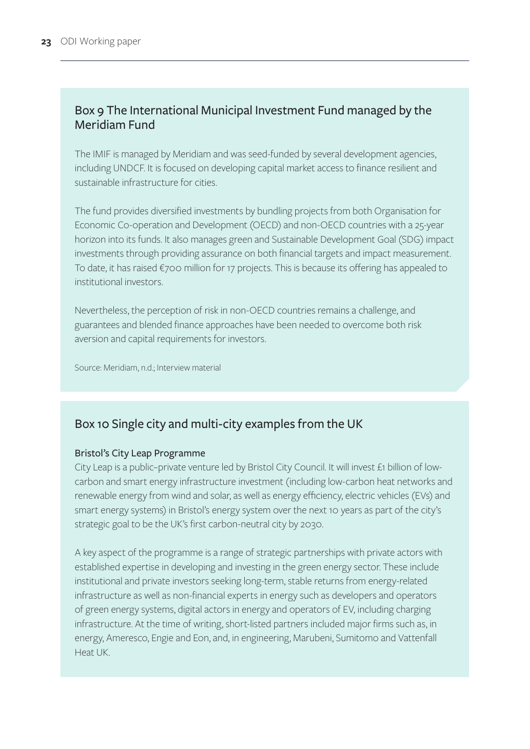### Box 9 The International Municipal Investment Fund managed by the Meridiam Fund

The IMIF is managed by Meridiam and was seed-funded by several development agencies, including UNDCF. It is focused on developing capital market access to finance resilient and sustainable infrastructure for cities.

The fund provides diversified investments by bundling projects from both Organisation for Economic Co-operation and Development (OECD) and non-OECD countries with a 25-year horizon into its funds. It also manages green and Sustainable Development Goal (SDG) impact investments through providing assurance on both financial targets and impact measurement. To date, it has raised €700 million for 17 projects. This is because its offering has appealed to institutional investors.

Nevertheless, the perception of risk in non-OECD countries remains a challenge, and guarantees and blended finance approaches have been needed to overcome both risk aversion and capital requirements for investors.

Source: Meridiam, n.d.; Interview material

### Box 10 Single city and multi-city examples from the UK

#### Bristol's City Leap Programme

City Leap is a public–private venture led by Bristol City Council. It will invest £1 billion of low-carbon and smart energy infrastructure investment (including low-carbon heat networks and renewable energy from wind and solar, as well as energy efficiency, electric vehicles (EVs) and smart energy systems) in Bristol's energy system over the next 10 years as part of the city's strategic goal to be the UK's first carbon-neutral city by 2030.

A key aspect of the programme is a range of strategic partnerships with private actors with established expertise in developing and investing in the green energy sector. These include institutional and private investors seeking long-term, stable returns from energy-related infrastructure as well as non-financial experts in energy such as developers and operators of green energy systems, digital actors in energy and operators of EV, including charging infrastructure. At the time of writing, short-listed partners included major firms such as, in energy, Ameresco, Engie and Eon, and, in engineering, Marubeni, Sumitomo and Vattenfall Heat UK.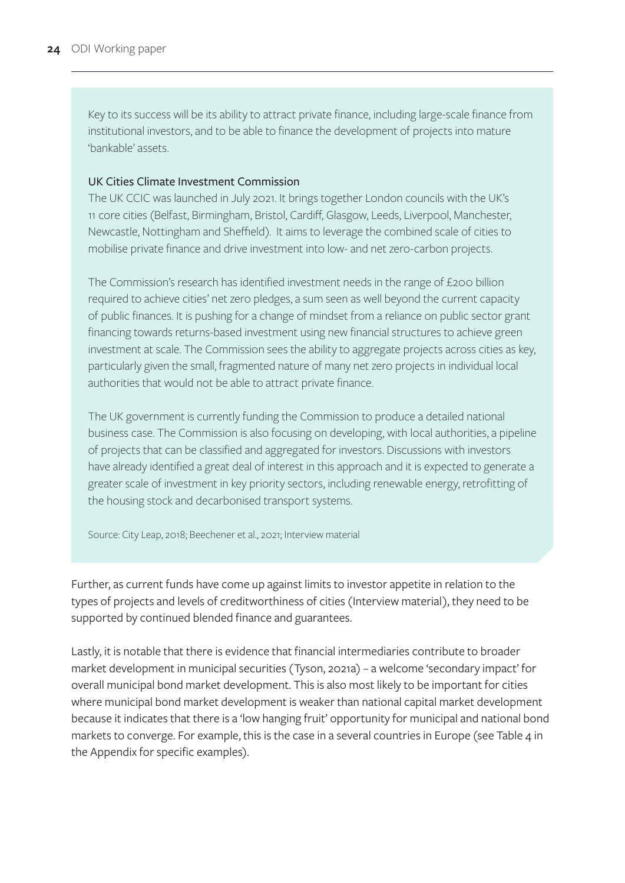Key to its success will be its ability to attract private finance, including large-scale finance from institutional investors, and to be able to finance the development of projects into mature 'bankable' assets.

**UK Cities Climate Investment Commission**

The UK CCIC was launched in July 2021. It brings together London councils with the UK's 11 core cities (Belfast, Birmingham, Bristol, Cardiff, Glasgow, Leeds, Liverpool, Manchester, Newcastle, Nottingham and Sheffield). It aims to leverage the combined scale of cities to mobilise private finance and drive investment into low- and net zero-carbon projects.

The Commission's research has identified investment needs in the range of £200 billion required to achieve cities' net zero pledges, a sum seen as well beyond the current capacity of public finances. It is pushing for a change of mindset from a reliance on public sector grant financing towards returns-based investment using new financial structures to achieve green investment at scale. The Commission sees the ability to aggregate projects across cities as key, particularly given the small, fragmented nature of many net zero projects in individual local authorities that would not be able to attract private finance.

The UK government is currently funding the Commission to produce a detailed national business case. The Commission is also focusing on developing, with local authorities, a pipeline of projects that can be classified and aggregated for investors. Discussions with investors have already identified a great deal of interest in this approach and it is expected to generate a greater scale of investment in key priority sectors, including renewable energy, retrofitting of the housing stock and decarbonised transport systems.

Source: City Leap, 2018; Beechener et al., 2021; Interview material

Further, as current funds have come up against limits to investor appetite in relation to the types of projects and levels of creditworthiness of cities (Interview material), they need to be supported by continued blended finance and guarantees.

Lastly, it is notable that there is evidence that financial intermediaries contribute to broader market development in municipal securities (Tyson, 2021a) – a welcome 'secondary impact' for overall municipal bond market development. This is also most likely to be important for cities where municipal bond market development is weaker than national capital market development because it indicates that there is a 'low hanging fruit' opportunity for municipal and national bond markets to converge. For example, this is the case in a several countries in Europe (see Table 4 in the Appendix for specific examples).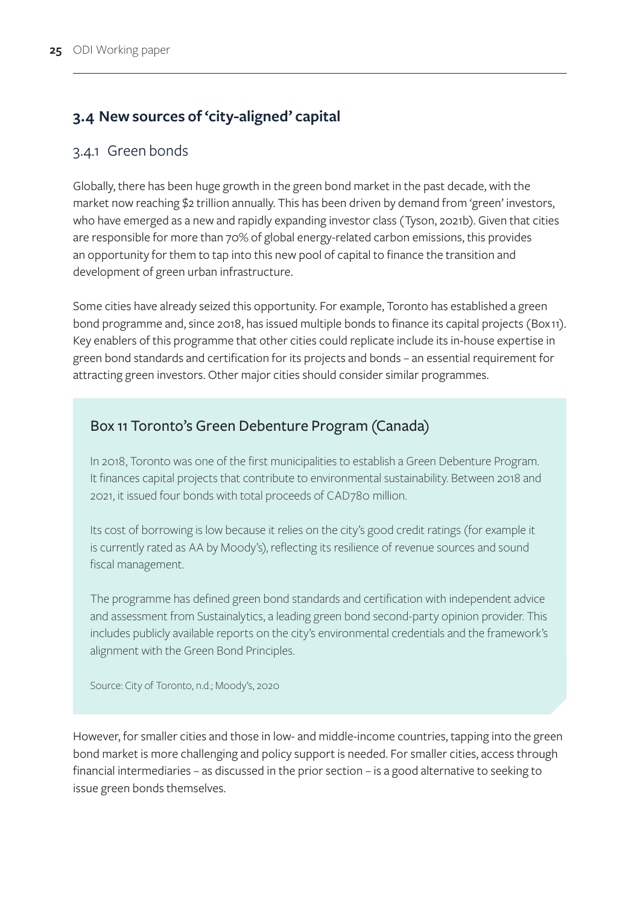## 3.4 New sources of 'city-aligned' capital

### 3.4.1 Green bonds

Globally, there has been huge growth in the green bond market in the past decade, with the market now reaching $2 trillion annually. This has been driven by demand from 'green' investors, who have emerged as a new and rapidly expanding investor class (Tyson, 2021b). Given that cities are responsible for more than 70% of global energy-related carbon emissions, this provides an opportunity for them to tap into this new pool of capital to finance the transition and development of green urban infrastructure.

Some cities have already seized this opportunity. For example, Toronto has established a green bond programme and, since 2018, has issued multiple bonds to finance its capital projects (Box 11). Key enablers of this programme that other cities could replicate include its in-house expertise in green bond standards and certification for its projects and bonds – an essential requirement for attracting green investors. Other major cities should consider similar programmes.

> **Box 11 Toronto's Green Debenture Program (Canada)**
>
> In 2018, Toronto was one of the first municipalities to establish a Green Debenture Program. It finances capital projects that contribute to environmental sustainability. Between 2018 and 2021, it issued four bonds with total proceeds of CAD780 million.
>
> Its cost of borrowing is low because it relies on the city's good credit ratings (for example it is currently rated as AA by Moody's), reflecting its resilience of revenue sources and sound fiscal management.
>
> The programme has defined green bond standards and certification with independent advice and assessment from Sustainalytics, a leading green bond second-party opinion provider. This includes publicly available reports on the city's environmental credentials and the framework's alignment with the Green Bond Principles.
>
> Source: City of Toronto, n.d.; Moody's, 2020

However, for smaller cities and those in low- and middle-income countries, tapping into the green bond market is more challenging and policy support is needed. For smaller cities, access through financial intermediaries – as discussed in the prior section – is a good alternative to seeking to issue green bonds themselves.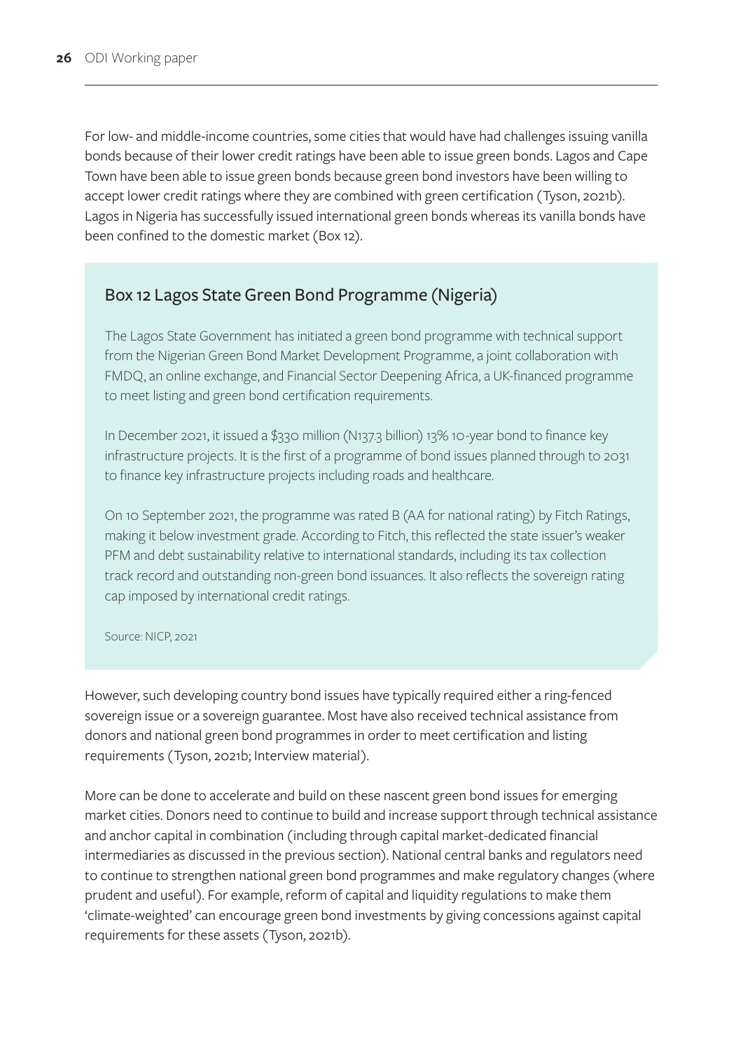For low- and middle-income countries, some cities that would have had challenges issuing vanilla bonds because of their lower credit ratings have been able to issue green bonds. Lagos and Cape Town have been able to issue green bonds because green bond investors have been willing to accept lower credit ratings where they are combined with green certification (Tyson, 2021b). Lagos in Nigeria has successfully issued international green bonds whereas its vanilla bonds have been confined to the domestic market (Box 12).

### Box 12 Lagos State Green Bond Programme (Nigeria)

The Lagos State Government has initiated a green bond programme with technical support from the Nigerian Green Bond Market Development Programme, a joint collaboration with FMDQ, an online exchange, and Financial Sector Deepening Africa, a UK-financed programme to meet listing and green bond certification requirements.

In December 2021, it issued a $330 million (N137.3 billion) 13% 10-year bond to finance key infrastructure projects. It is the first of a programme of bond issues planned through to 2031 to finance key infrastructure projects including roads and healthcare.

On 10 September 2021, the programme was rated B (AA for national rating) by Fitch Ratings, making it below investment grade. According to Fitch, this reflected the state issuer's weaker PFM and debt sustainability relative to international standards, including its tax collection track record and outstanding non-green bond issuances. It also reflects the sovereign rating cap imposed by international credit ratings.

Source: NICP, 2021

However, such developing country bond issues have typically required either a ring-fenced sovereign issue or a sovereign guarantee. Most have also received technical assistance from donors and national green bond programmes in order to meet certification and listing requirements (Tyson, 2021b; Interview material).

More can be done to accelerate and build on these nascent green bond issues for emerging market cities. Donors need to continue to build and increase support through technical assistance and anchor capital in combination (including through capital market-dedicated financial intermediaries as discussed in the previous section). National central banks and regulators need to continue to strengthen national green bond programmes and make regulatory changes (where prudent and useful). For example, reform of capital and liquidity regulations to make them 'climate-weighted' can encourage green bond investments by giving concessions against capital requirements for these assets (Tyson, 2021b).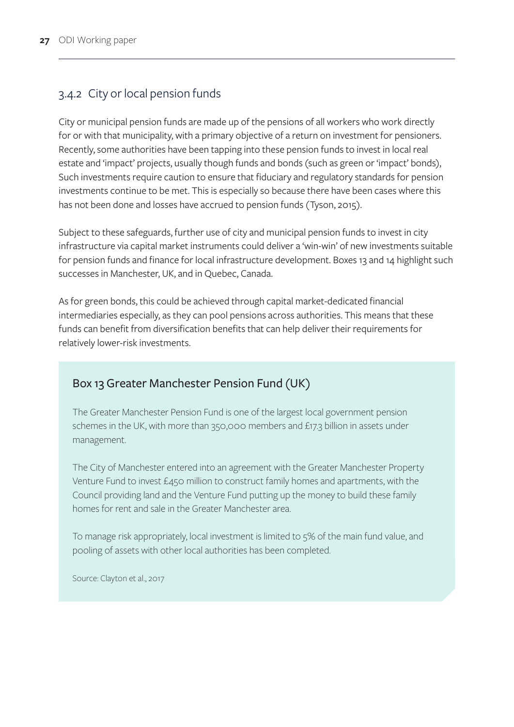### 3.4.2 City or local pension funds

City or municipal pension funds are made up of the pensions of all workers who work directly for or with that municipality, with a primary objective of a return on investment for pensioners. Recently, some authorities have been tapping into these pension funds to invest in local real estate and 'impact' projects, usually though funds and bonds (such as green or 'impact' bonds), Such investments require caution to ensure that fiduciary and regulatory standards for pension investments continue to be met. This is especially so because there have been cases where this has not been done and losses have accrued to pension funds (Tyson, 2015).

Subject to these safeguards, further use of city and municipal pension funds to invest in city infrastructure via capital market instruments could deliver a 'win-win' of new investments suitable for pension funds and finance for local infrastructure development. Boxes 13 and 14 highlight such successes in Manchester, UK, and in Quebec, Canada.

As for green bonds, this could be achieved through capital market-dedicated financial intermediaries especially, as they can pool pensions across authorities. This means that these funds can benefit from diversification benefits that can help deliver their requirements for relatively lower-risk investments.

#### Box 13 Greater Manchester Pension Fund (UK)

The Greater Manchester Pension Fund is one of the largest local government pension schemes in the UK, with more than 350,000 members and £17.3 billion in assets under management.

The City of Manchester entered into an agreement with the Greater Manchester Property Venture Fund to invest £450 million to construct family homes and apartments, with the Council providing land and the Venture Fund putting up the money to build these family homes for rent and sale in the Greater Manchester area.

To manage risk appropriately, local investment is limited to 5% of the main fund value, and pooling of assets with other local authorities has been completed.

Source: Clayton et al., 2017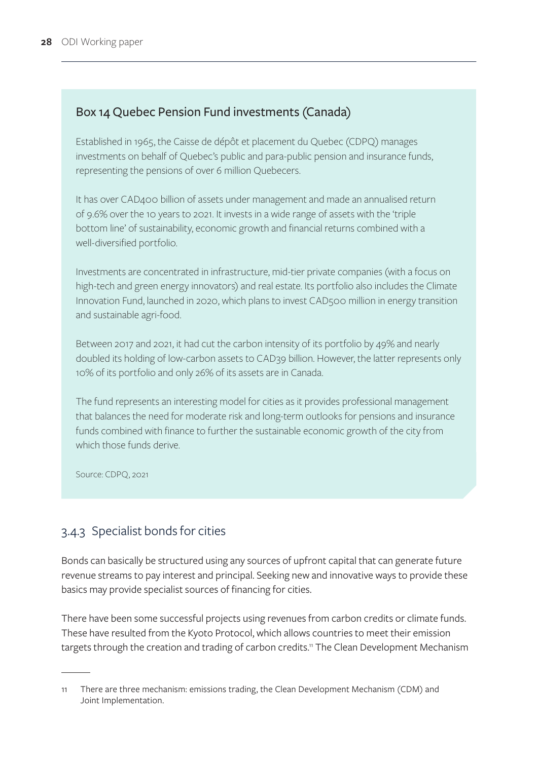### Box 14 Quebec Pension Fund investments (Canada)

Established in 1965, the Caisse de dépôt et placement du Quebec (CDPQ) manages investments on behalf of Quebec's public and para-public pension and insurance funds, representing the pensions of over 6 million Quebecers.

It has over CAD400 billion of assets under management and made an annualised return of 9.6% over the 10 years to 2021. It invests in a wide range of assets with the 'triple bottom line' of sustainability, economic growth and financial returns combined with a well-diversified portfolio.

Investments are concentrated in infrastructure, mid-tier private companies (with a focus on high-tech and green energy innovators) and real estate. Its portfolio also includes the Climate Innovation Fund, launched in 2020, which plans to invest CAD500 million in energy transition and sustainable agri-food.

Between 2017 and 2021, it had cut the carbon intensity of its portfolio by 49% and nearly doubled its holding of low-carbon assets to CAD39 billion. However, the latter represents only 10% of its portfolio and only 26% of its assets are in Canada.

The fund represents an interesting model for cities as it provides professional management that balances the need for moderate risk and long-term outlooks for pensions and insurance funds combined with finance to further the sustainable economic growth of the city from which those funds derive.

Source: CDPQ, 2021

### 3.4.3 Specialist bonds for cities

Bonds can basically be structured using any sources of upfront capital that can generate future revenue streams to pay interest and principal. Seeking new and innovative ways to provide these basics may provide specialist sources of financing for cities.

There have been some successful projects using revenues from carbon credits or climate funds. These have resulted from the Kyoto Protocol, which allows countries to meet their emission targets through the creation and trading of carbon credits.[11] The Clean Development Mechanism

11 There are three mechanism: emissions trading, the Clean Development Mechanism (CDM) and Joint Implementation.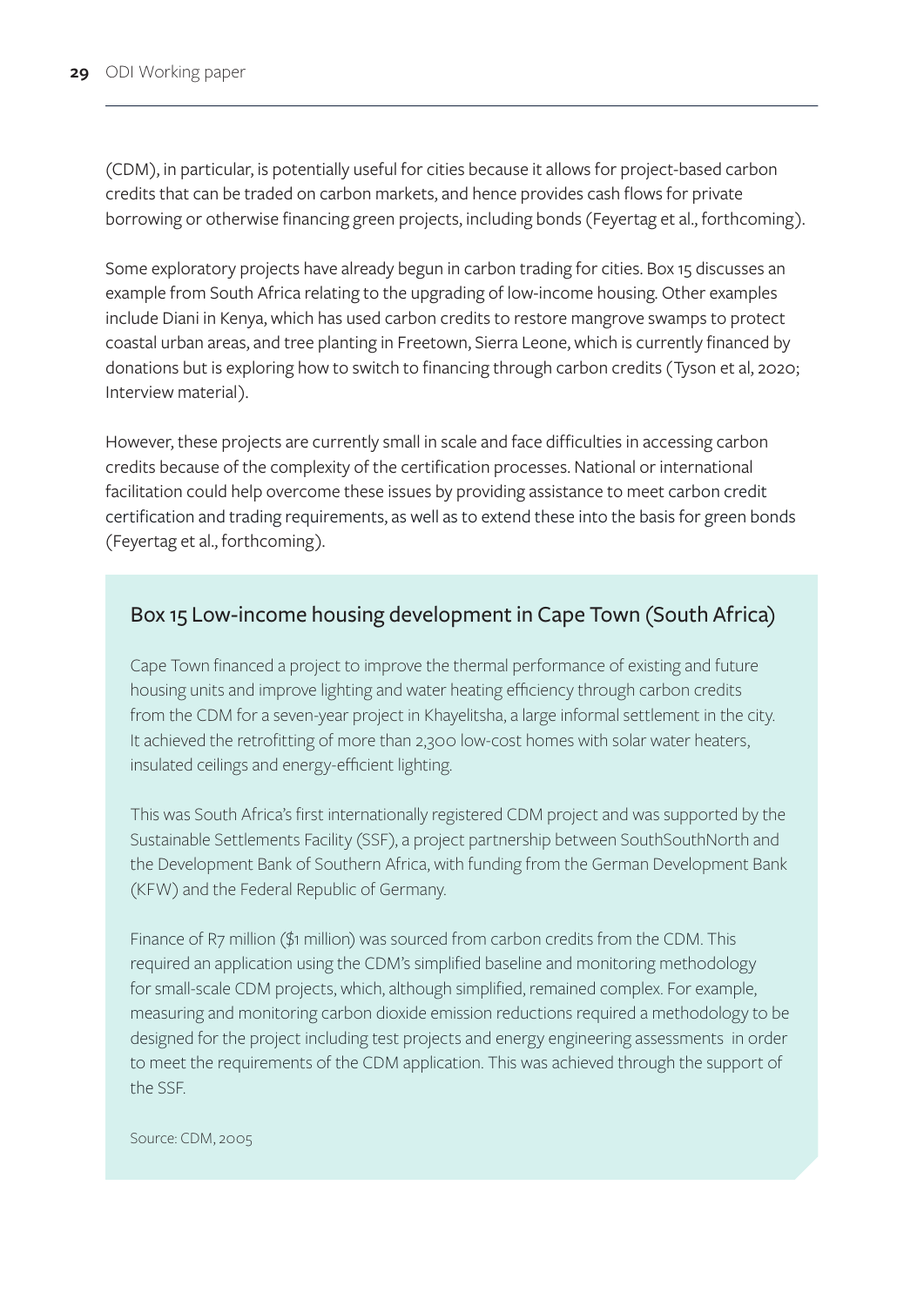(CDM), in particular, is potentially useful for cities because it allows for project-based carbon credits that can be traded on carbon markets, and hence provides cash flows for private borrowing or otherwise financing green projects, including bonds (Feyertag et al., forthcoming).

Some exploratory projects have already begun in carbon trading for cities. Box 15 discusses an example from South Africa relating to the upgrading of low-income housing. Other examples include Diani in Kenya, which has used carbon credits to restore mangrove swamps to protect coastal urban areas, and tree planting in Freetown, Sierra Leone, which is currently financed by donations but is exploring how to switch to financing through carbon credits (Tyson et al, 2020; Interview material).

However, these projects are currently small in scale and face difficulties in accessing carbon credits because of the complexity of the certification processes. National or international facilitation could help overcome these issues by providing assistance to meet carbon credit certification and trading requirements, as well as to extend these into the basis for green bonds (Feyertag et al., forthcoming).

### Box 15 Low-income housing development in Cape Town (South Africa)

Cape Town financed a project to improve the thermal performance of existing and future housing units and improve lighting and water heating efficiency through carbon credits from the CDM for a seven-year project in Khayelitsha, a large informal settlement in the city. It achieved the retrofitting of more than 2,300 low-cost homes with solar water heaters, insulated ceilings and energy-efficient lighting.

This was South Africa's first internationally registered CDM project and was supported by the Sustainable Settlements Facility (SSF), a project partnership between SouthSouthNorth and the Development Bank of Southern Africa, with funding from the German Development Bank (KFW) and the Federal Republic of Germany.

Finance of R7 million ($1 million) was sourced from carbon credits from the CDM. This required an application using the CDM's simplified baseline and monitoring methodology for small-scale CDM projects, which, although simplified, remained complex. For example, measuring and monitoring carbon dioxide emission reductions required a methodology to be designed for the project including test projects and energy engineering assessments in order to meet the requirements of the CDM application. This was achieved through the support of the SSF.

Source: CDM, 2005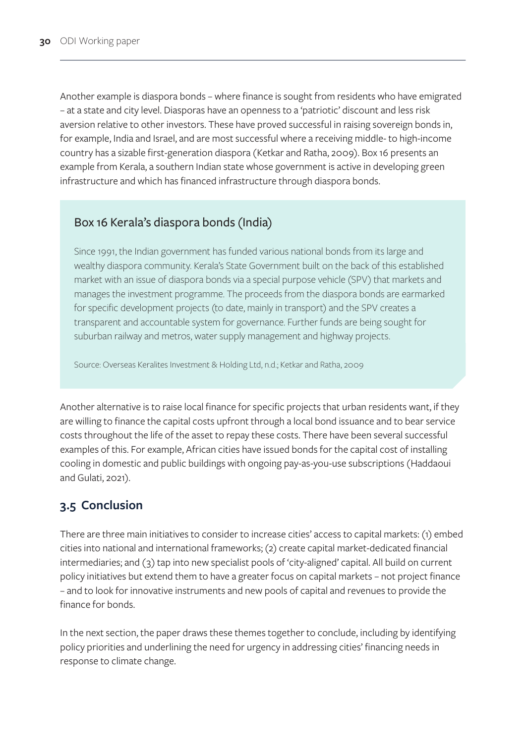Another example is diaspora bonds – where finance is sought from residents who have emigrated – at a state and city level. Diasporas have an openness to a 'patriotic' discount and less risk aversion relative to other investors. These have proved successful in raising sovereign bonds in, for example, India and Israel, and are most successful where a receiving middle- to high-income country has a sizable first-generation diaspora (Ketkar and Ratha, 2009). Box 16 presents an example from Kerala, a southern Indian state whose government is active in developing green infrastructure and which has financed infrastructure through diaspora bonds.

### Box 16 Kerala's diaspora bonds (India)

Since 1991, the Indian government has funded various national bonds from its large and wealthy diaspora community. Kerala's State Government built on the back of this established market with an issue of diaspora bonds via a special purpose vehicle (SPV) that markets and manages the investment programme. The proceeds from the diaspora bonds are earmarked for specific development projects (to date, mainly in transport) and the SPV creates a transparent and accountable system for governance. Further funds are being sought for suburban railway and metros, water supply management and highway projects.

Source: Overseas Keralites Investment & Holding Ltd, n.d.; Ketkar and Ratha, 2009

Another alternative is to raise local finance for specific projects that urban residents want, if they are willing to finance the capital costs upfront through a local bond issuance and to bear service costs throughout the life of the asset to repay these costs. There have been several successful examples of this. For example, African cities have issued bonds for the capital cost of installing cooling in domestic and public buildings with ongoing pay-as-you-use subscriptions (Haddaoui and Gulati, 2021).

## 3.5 Conclusion

There are three main initiatives to consider to increase cities' access to capital markets: (1) embed cities into national and international frameworks; (2) create capital market-dedicated financial intermediaries; and (3) tap into new specialist pools of 'city-aligned' capital. All build on current policy initiatives but extend them to have a greater focus on capital markets – not project finance – and to look for innovative instruments and new pools of capital and revenues to provide the finance for bonds.

In the next section, the paper draws these themes together to conclude, including by identifying policy priorities and underlining the need for urgency in addressing cities' financing needs in response to climate change.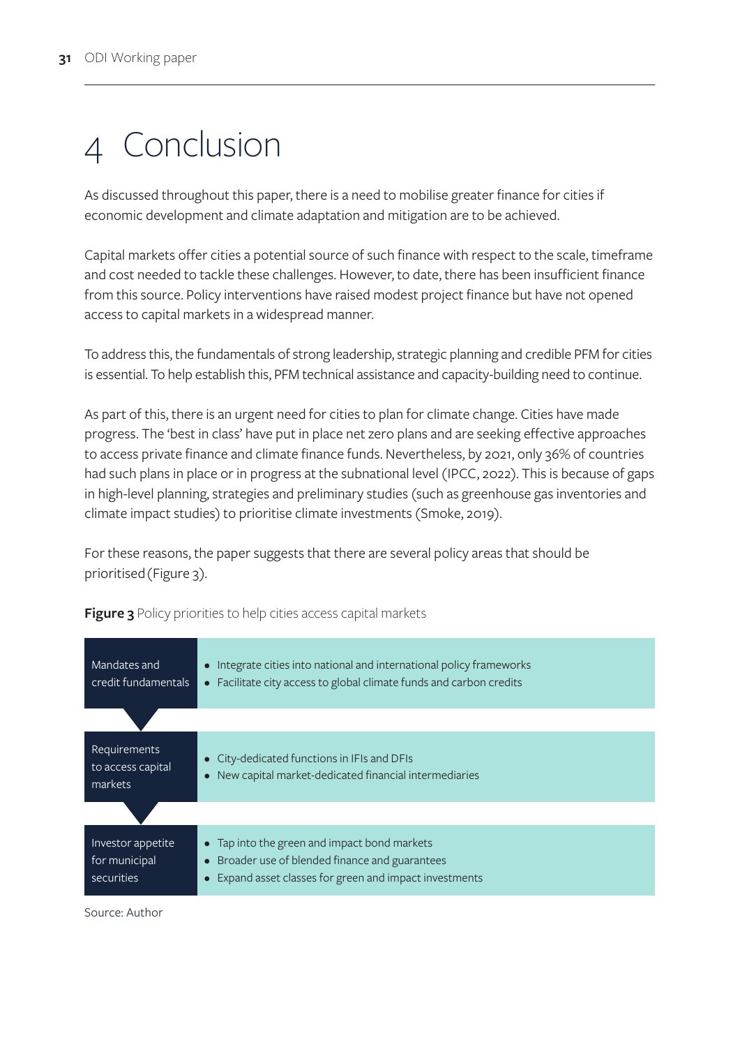# 4 Conclusion

As discussed throughout this paper, there is a need to mobilise greater finance for cities if economic development and climate adaptation and mitigation are to be achieved.

Capital markets offer cities a potential source of such finance with respect to the scale, timeframe and cost needed to tackle these challenges. However, to date, there has been insufficient finance from this source. Policy interventions have raised modest project finance but have not opened access to capital markets in a widespread manner.

To address this, the fundamentals of strong leadership, strategic planning and credible PFM for cities is essential. To help establish this, PFM technical assistance and capacity-building need to continue.

As part of this, there is an urgent need for cities to plan for climate change. Cities have made progress. The 'best in class' have put in place net zero plans and are seeking effective approaches to access private finance and climate finance funds. Nevertheless, by 2021, only 36% of countries had such plans in place or in progress at the subnational level (IPCC, 2022). This is because of gaps in high-level planning, strategies and preliminary studies (such as greenhouse gas inventories and climate impact studies) to prioritise climate investments (Smoke, 2019).

For these reasons, the paper suggests that there are several policy areas that should be prioritised (Figure 3).

**Figure 3** Policy priorities to help cities access capital markets

| Area | Priorities |
| --- | --- |
| Mandates and credit fundamentals | • Integrate cities into national and international policy frameworks<br>• Facilitate city access to global climate funds and carbon credits |
| Requirements to access capital markets | • City-dedicated functions in IFIs and DFIs<br>• New capital market-dedicated financial intermediaries |
| Investor appetite for municipal securities | • Tap into the green and impact bond markets<br>• Broader use of blended finance and guarantees<br>• Expand asset classes for green and impact investments |

Source: Author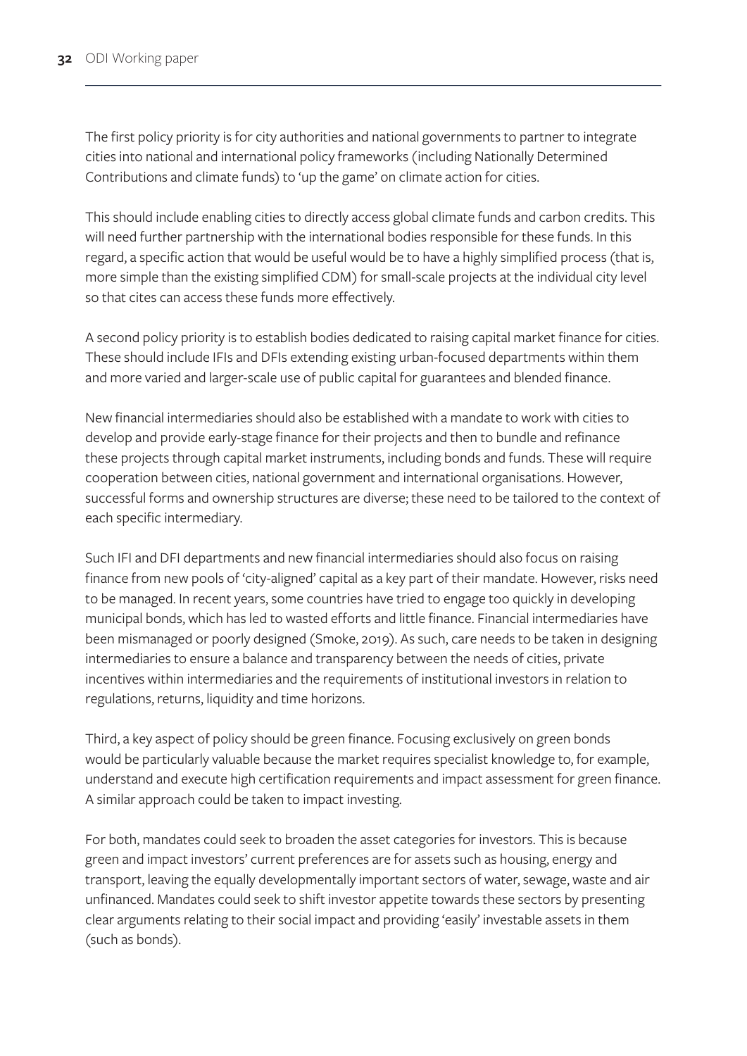The first policy priority is for city authorities and national governments to partner to integrate cities into national and international policy frameworks (including Nationally Determined Contributions and climate funds) to 'up the game' on climate action for cities.

This should include enabling cities to directly access global climate funds and carbon credits. This will need further partnership with the international bodies responsible for these funds. In this regard, a specific action that would be useful would be to have a highly simplified process (that is, more simple than the existing simplified CDM) for small-scale projects at the individual city level so that cites can access these funds more effectively.

A second policy priority is to establish bodies dedicated to raising capital market finance for cities. These should include IFIs and DFIs extending existing urban-focused departments within them and more varied and larger-scale use of public capital for guarantees and blended finance.

New financial intermediaries should also be established with a mandate to work with cities to develop and provide early-stage finance for their projects and then to bundle and refinance these projects through capital market instruments, including bonds and funds. These will require cooperation between cities, national government and international organisations. However, successful forms and ownership structures are diverse; these need to be tailored to the context of each specific intermediary.

Such IFI and DFI departments and new financial intermediaries should also focus on raising finance from new pools of 'city-aligned' capital as a key part of their mandate. However, risks need to be managed. In recent years, some countries have tried to engage too quickly in developing municipal bonds, which has led to wasted efforts and little finance. Financial intermediaries have been mismanaged or poorly designed (Smoke, 2019). As such, care needs to be taken in designing intermediaries to ensure a balance and transparency between the needs of cities, private incentives within intermediaries and the requirements of institutional investors in relation to regulations, returns, liquidity and time horizons.

Third, a key aspect of policy should be green finance. Focusing exclusively on green bonds would be particularly valuable because the market requires specialist knowledge to, for example, understand and execute high certification requirements and impact assessment for green finance. A similar approach could be taken to impact investing.

For both, mandates could seek to broaden the asset categories for investors. This is because green and impact investors' current preferences are for assets such as housing, energy and transport, leaving the equally developmentally important sectors of water, sewage, waste and air unfinanced. Mandates could seek to shift investor appetite towards these sectors by presenting clear arguments relating to their social impact and providing 'easily' investable assets in them (such as bonds).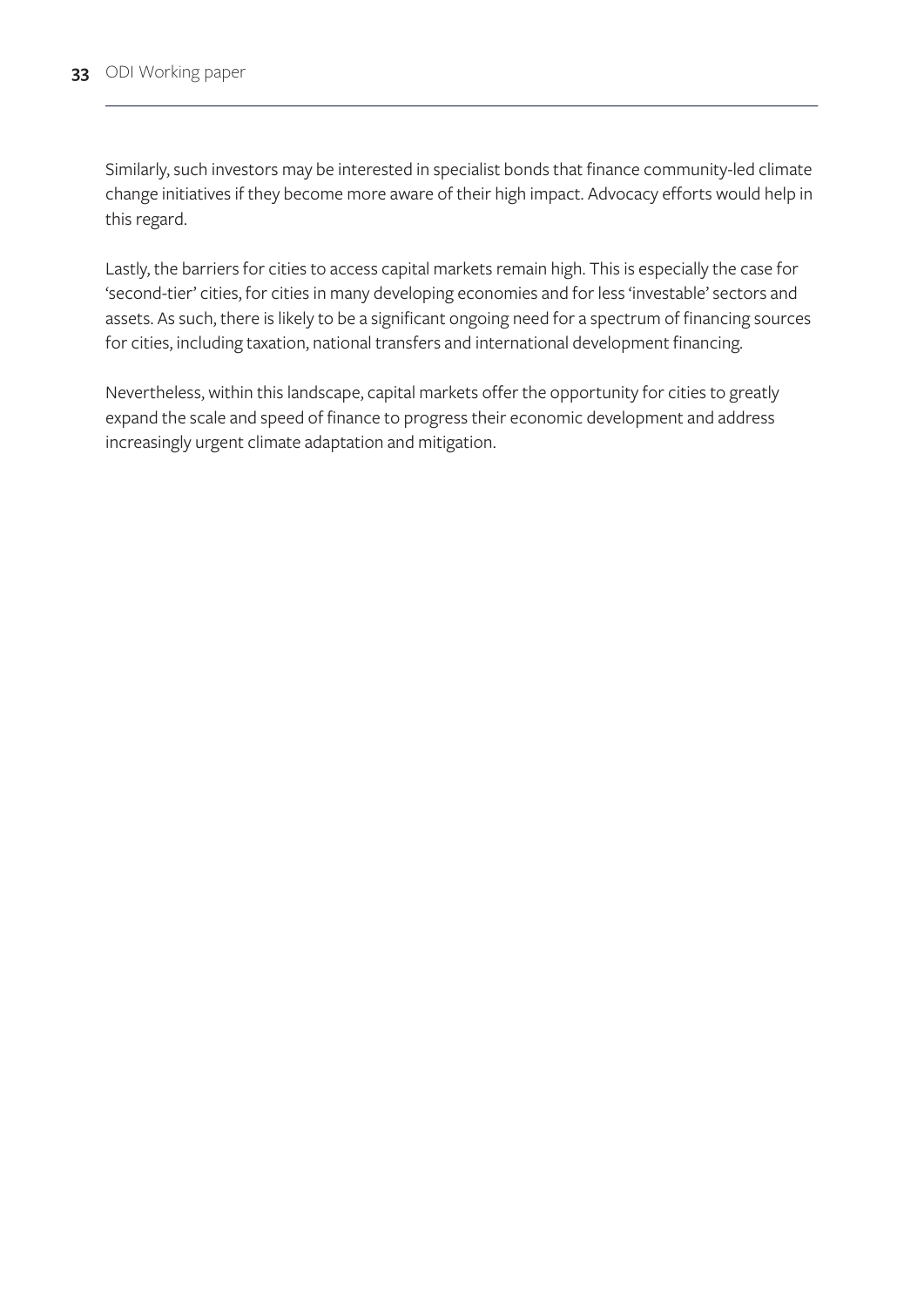Similarly, such investors may be interested in specialist bonds that finance community-led climate change initiatives if they become more aware of their high impact. Advocacy efforts would help in this regard.

Lastly, the barriers for cities to access capital markets remain high. This is especially the case for 'second-tier' cities, for cities in many developing economies and for less 'investable' sectors and assets. As such, there is likely to be a significant ongoing need for a spectrum of financing sources for cities, including taxation, national transfers and international development financing.

Nevertheless, within this landscape, capital markets offer the opportunity for cities to greatly expand the scale and speed of finance to progress their economic development and address increasingly urgent climate adaptation and mitigation.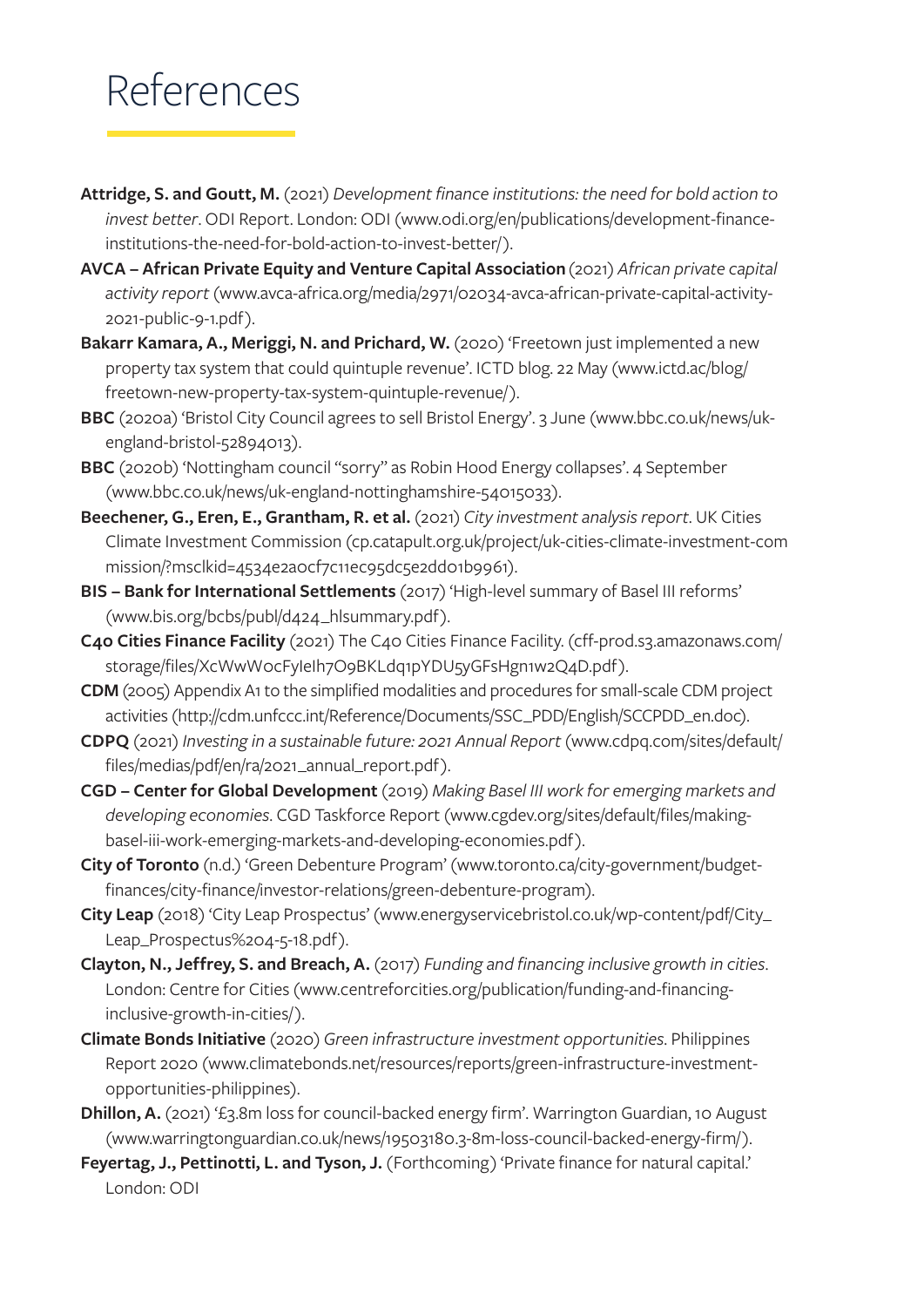# References

**Attridge, S. and Goutt, M.** (2021) *Development finance institutions: the need for bold action to invest better*. ODI Report. London: ODI (www.odi.org/en/publications/development-finance-institutions-the-need-for-bold-action-to-invest-better/).

**AVCA – African Private Equity and Venture Capital Association** (2021) *African private capital activity report* (www.avca-africa.org/media/2971/02034-avca-african-private-capital-activity-2021-public-9-1.pdf).

**Bakarr Kamara, A., Meriggi, N. and Prichard, W.** (2020) 'Freetown just implemented a new property tax system that could quintuple revenue'. ICTD blog. 22 May (www.ictd.ac/blog/freetown-new-property-tax-system-quintuple-revenue/).

**BBC** (2020a) 'Bristol City Council agrees to sell Bristol Energy'. 3 June (www.bbc.co.uk/news/uk-england-bristol-52894013).

**BBC** (2020b) 'Nottingham council "sorry" as Robin Hood Energy collapses'. 4 September (www.bbc.co.uk/news/uk-england-nottinghamshire-54015033).

**Beechener, G., Eren, E., Grantham, R. et al.** (2021) *City investment analysis report*. UK Cities Climate Investment Commission (cp.catapult.org.uk/project/uk-cities-climate-investment-commission/?msclkid=4534e2a0cf7c11ec95dc5e2dd01b9961).

**BIS – Bank for International Settlements** (2017) 'High-level summary of Basel III reforms' (www.bis.org/bcbs/publ/d424_hlsummary.pdf).

**C40 Cities Finance Facility** (2021) The C40 Cities Finance Facility. (cff-prod.s3.amazonaws.com/storage/files/XcWwWocFyIeIh7O9BKLdq1pYDU5yGFsHgn1w2Q4D.pdf).

**CDM** (2005) Appendix A1 to the simplified modalities and procedures for small-scale CDM project activities (http://cdm.unfccc.int/Reference/Documents/SSC_PDD/English/SCCPDD_en.doc).

**CDPQ** (2021) *Investing in a sustainable future: 2021 Annual Report* (www.cdpq.com/sites/default/files/medias/pdf/en/ra/2021_annual_report.pdf).

**CGD – Center for Global Development** (2019) *Making Basel III work for emerging markets and developing economies*. CGD Taskforce Report (www.cgdev.org/sites/default/files/making-basel-iii-work-emerging-markets-and-developing-economies.pdf).

**City of Toronto** (n.d.) 'Green Debenture Program' (www.toronto.ca/city-government/budget-finances/city-finance/investor-relations/green-debenture-program).

**City Leap** (2018) 'City Leap Prospectus' (www.energyservicebristol.co.uk/wp-content/pdf/City_Leap_Prospectus%204-5-18.pdf).

**Clayton, N., Jeffrey, S. and Breach, A.** (2017) *Funding and financing inclusive growth in cities*. London: Centre for Cities (www.centreforcities.org/publication/funding-and-financing-inclusive-growth-in-cities/).

**Climate Bonds Initiative** (2020) *Green infrastructure investment opportunities*. Philippines Report 2020 (www.climatebonds.net/resources/reports/green-infrastructure-investment-opportunities-philippines).

**Dhillon, A.** (2021) '£3.8m loss for council-backed energy firm'. Warrington Guardian, 10 August (www.warringtonguardian.co.uk/news/19503180.3-8m-loss-council-backed-energy-firm/).

**Feyertag, J., Pettinotti, L. and Tyson, J.** (Forthcoming) 'Private finance for natural capital.' London: ODI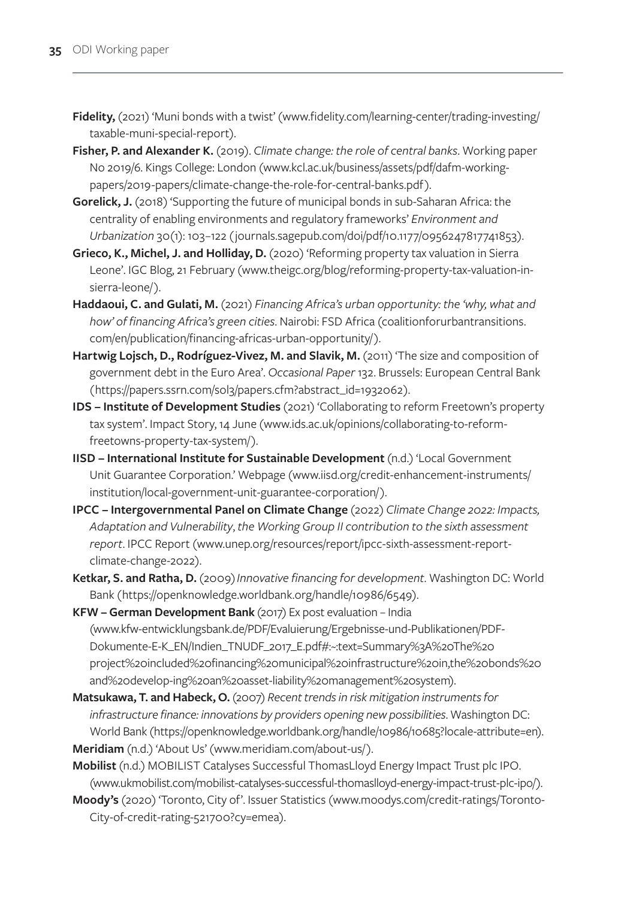**Fidelity,** (2021) 'Muni bonds with a twist' (www.fidelity.com/learning-center/trading-investing/taxable-muni-special-report).

**Fisher, P. and Alexander K.** (2019). *Climate change: the role of central banks*. Working paper No 2019/6. Kings College: London (www.kcl.ac.uk/business/assets/pdf/dafm-working-papers/2019-papers/climate-change-the-role-for-central-banks.pdf).

**Gorelick, J.** (2018) 'Supporting the future of municipal bonds in sub-Saharan Africa: the centrality of enabling environments and regulatory frameworks' *Environment and Urbanization* 30(1): 103–122 (journals.sagepub.com/doi/pdf/10.1177/0956247817741853).

**Grieco, K., Michel, J. and Holliday, D.** (2020) 'Reforming property tax valuation in Sierra Leone'. IGC Blog, 21 February (www.theigc.org/blog/reforming-property-tax-valuation-in-sierra-leone/).

**Haddaoui, C. and Gulati, M.** (2021) *Financing Africa's urban opportunity: the 'why, what and how' of financing Africa's green cities*. Nairobi: FSD Africa (coalitionforurbantransitions.com/en/publication/financing-africas-urban-opportunity/).

**Hartwig Lojsch, D., Rodríguez-Vivez, M. and Slavik, M.** (2011) 'The size and composition of government debt in the Euro Area'. *Occasional Paper* 132. Brussels: European Central Bank (https://papers.ssrn.com/sol3/papers.cfm?abstract_id=1932062).

**IDS – Institute of Development Studies** (2021) 'Collaborating to reform Freetown's property tax system'. Impact Story, 14 June (www.ids.ac.uk/opinions/collaborating-to-reform-freetowns-property-tax-system/).

**IISD – International Institute for Sustainable Development** (n.d.) 'Local Government Unit Guarantee Corporation.' Webpage (www.iisd.org/credit-enhancement-instruments/institution/local-government-unit-guarantee-corporation/).

**IPCC – Intergovernmental Panel on Climate Change** (2022) *Climate Change 2022: Impacts, Adaptation and Vulnerability*, *the Working Group II contribution to the sixth assessment report*. IPCC Report (www.unep.org/resources/report/ipcc-sixth-assessment-report-climate-change-2022).

**Ketkar, S. and Ratha, D.** (2009) *Innovative financing for development*. Washington DC: World Bank (https://openknowledge.worldbank.org/handle/10986/6549).

**KFW – German Development Bank** (2017) Ex post evaluation – India (www.kfw-entwicklungsbank.de/PDF/Evaluierung/Ergebnisse-und-Publikationen/PDF-Dokumente-E-K_EN/Indien_TNUDF_2017_E.pdf#:~:text=Summary%3A%20The%20project%20included%20financing%20municipal%20infrastructure%20in,the%20bonds%20and%20develop-ing%20an%20asset-liability%20management%20system).

**Matsukawa, T. and Habeck, O.** (2007) *Recent trends in risk mitigation instruments for infrastructure finance: innovations by providers opening new possibilities*. Washington DC: World Bank (https://openknowledge.worldbank.org/handle/10986/10685?locale-attribute=en).

**Meridiam** (n.d.) 'About Us' (www.meridiam.com/about-us/).

**Mobilist** (n.d.) MOBILIST Catalyses Successful ThomasLloyd Energy Impact Trust plc IPO. (www.ukmobilist.com/mobilist-catalyses-successful-thomaslloyd-energy-impact-trust-plc-ipo/).

**Moody's** (2020) 'Toronto, City of'. Issuer Statistics (www.moodys.com/credit-ratings/Toronto-City-of-credit-rating-521700?cy=emea).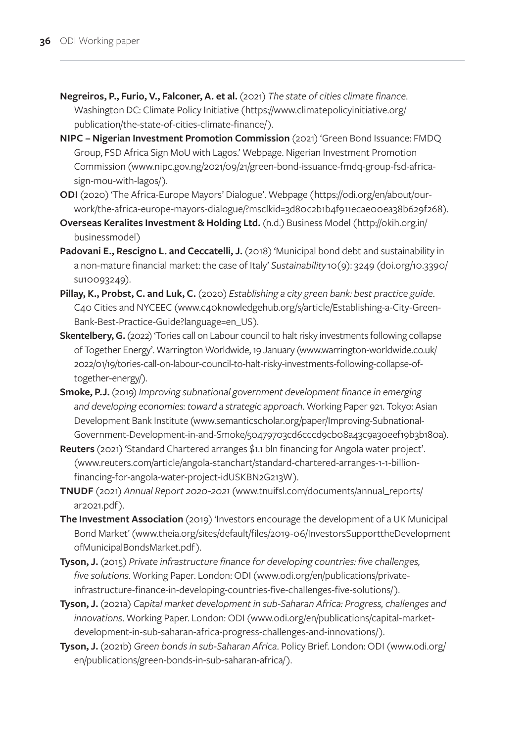**Negreiros, P., Furio, V., Falconer, A. et al.** (2021) *The state of cities climate finance*. Washington DC: Climate Policy Initiative (https://www.climatepolicyinitiative.org/publication/the-state-of-cities-climate-finance/).

**NIPC – Nigerian Investment Promotion Commission** (2021) 'Green Bond Issuance: FMDQ Group, FSD Africa Sign MoU with Lagos.' Webpage. Nigerian Investment Promotion Commission (www.nipc.gov.ng/2021/09/21/green-bond-issuance-fmdq-group-fsd-africa-sign-mou-with-lagos/).

**ODI** (2020) 'The Africa-Europe Mayors' Dialogue'. Webpage (https://odi.org/en/about/our-work/the-africa-europe-mayors-dialogue/?msclkid=3d80c2b1b4f911ecae00ea38b629f268).

**Overseas Keralites Investment & Holding Ltd.** (n.d.) Business Model (http://okih.org.in/businessmodel)

**Padovani E., Rescigno L. and Ceccatelli, J.** (2018) 'Municipal bond debt and sustainability in a non-mature financial market: the case of Italy' *Sustainability* 10(9): 3249 (doi.org/10.3390/su10093249).

**Pillay, K., Probst, C. and Luk, C.** (2020) *Establishing a city green bank: best practice guide*. C40 Cities and NYCEEC (www.c40knowledgehub.org/s/article/Establishing-a-City-Green-Bank-Best-Practice-Guide?language=en_US).

**Skentelbery, G.** (2022) 'Tories call on Labour council to halt risky investments following collapse of Together Energy'. Warrington Worldwide, 19 January (www.warrington-worldwide.co.uk/2022/01/19/tories-call-on-labour-council-to-halt-risky-investments-following-collapse-of-together-energy/).

**Smoke, P.J.** (2019) *Improving subnational government development finance in emerging and developing economies: toward a strategic approach*. Working Paper 921. Tokyo: Asian Development Bank Institute (www.semanticscholar.org/paper/Improving-Subnational-Government-Development-in-and-Smoke/50479703cd6cccd9cb08a43c9a30eef19b3b180a).

**Reuters** (2021) 'Standard Chartered arranges $1.1 bln financing for Angola water project'. (www.reuters.com/article/angola-stanchart/standard-chartered-arranges-1-1-billion-financing-for-angola-water-project-idUSKBN2G213W).

**TNUDF** (2021) *Annual Report 2020-2021* (www.tnuifsl.com/documents/annual_reports/ar2021.pdf).

**The Investment Association** (2019) 'Investors encourage the development of a UK Municipal Bond Market' (www.theia.org/sites/default/files/2019-06/InvestorsSupporttheDevelopmentofMunicipalBondsMarket.pdf).

**Tyson, J.** (2015) *Private infrastructure finance for developing countries: five challenges, five solutions*. Working Paper. London: ODI (www.odi.org/en/publications/private-infrastructure-finance-in-developing-countries-five-challenges-five-solutions/).

**Tyson, J.** (2021a) *Capital market development in sub-Saharan Africa: Progress, challenges and innovations*. Working Paper. London: ODI (www.odi.org/en/publications/capital-market-development-in-sub-saharan-africa-progress-challenges-and-innovations/).

**Tyson, J.** (2021b) *Green bonds in sub-Saharan Africa*. Policy Brief. London: ODI (www.odi.org/en/publications/green-bonds-in-sub-saharan-africa/).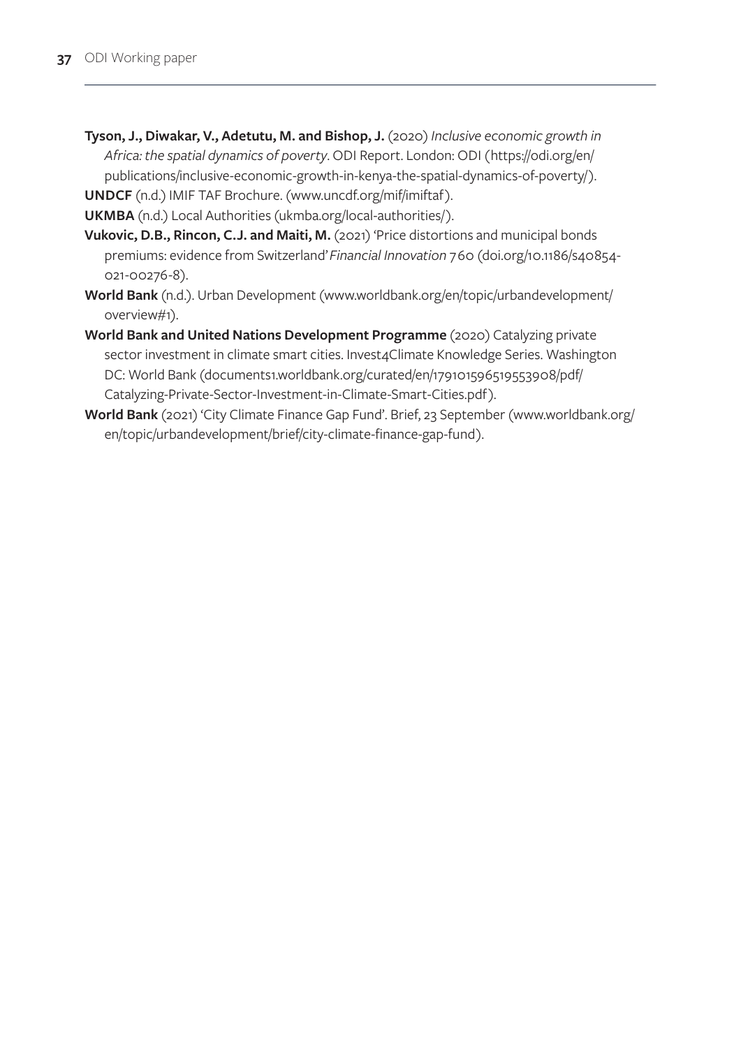**Tyson, J., Diwakar, V., Adetutu, M. and Bishop, J.** (2020) *Inclusive economic growth in Africa: the spatial dynamics of poverty*. ODI Report. London: ODI (https://odi.org/en/publications/inclusive-economic-growth-in-kenya-the-spatial-dynamics-of-poverty/).

**UNDCF** (n.d.) IMIF TAF Brochure. (www.uncdf.org/mif/imiftaf).

**UKMBA** (n.d.) Local Authorities (ukmba.org/local-authorities/).

**Vukovic, D.B., Rincon, C.J. and Maiti, M.** (2021) 'Price distortions and municipal bonds premiums: evidence from Switzerland' *Financial Innovation* 7 60 (doi.org/10.1186/s40854-021-00276-8).

**World Bank** (n.d.). Urban Development (www.worldbank.org/en/topic/urbandevelopment/overview#1).

**World Bank and United Nations Development Programme** (2020) Catalyzing private sector investment in climate smart cities. Invest4Climate Knowledge Series. Washington DC: World Bank (documents1.worldbank.org/curated/en/179101596519553908/pdf/Catalyzing-Private-Sector-Investment-in-Climate-Smart-Cities.pdf).

**World Bank** (2021) 'City Climate Finance Gap Fund'. Brief, 23 September (www.worldbank.org/en/topic/urbandevelopment/brief/city-climate-finance-gap-fund).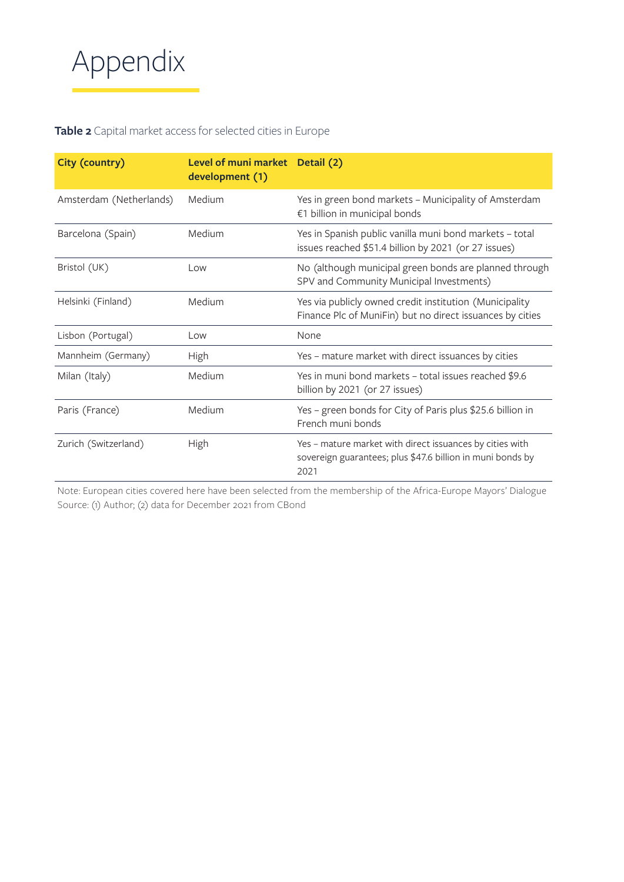# Appendix

**Table 2** Capital market access for selected cities in Europe

| City (country) | Level of muni market development (1) | Detail (2) |
|---|---|---|
| Amsterdam (Netherlands) | Medium | Yes in green bond markets – Municipality of Amsterdam €1 billion in municipal bonds |
| Barcelona (Spain) | Medium | Yes in Spanish public vanilla muni bond markets – total issues reached $51.4 billion by 2021 (or 27 issues) |
| Bristol (UK) | Low | No (although municipal green bonds are planned through SPV and Community Municipal Investments) |
| Helsinki (Finland) | Medium | Yes via publicly owned credit institution (Municipality Finance Plc of MuniFin) but no direct issuances by cities |
| Lisbon (Portugal) | Low | None |
| Mannheim (Germany) | High | Yes – mature market with direct issuances by cities |
| Milan (Italy) | Medium | Yes in muni bond markets – total issues reached $9.6 billion by 2021 (or 27 issues) |
| Paris (France) | Medium | Yes – green bonds for City of Paris plus $25.6 billion in French muni bonds |
| Zurich (Switzerland) | High | Yes – mature market with direct issuances by cities with sovereign guarantees; plus $47.6 billion in muni bonds by 2021 |

Note: European cities covered here have been selected from the membership of the Africa-Europe Mayors' Dialogue
Source: (1) Author; (2) data for December 2021 from CBond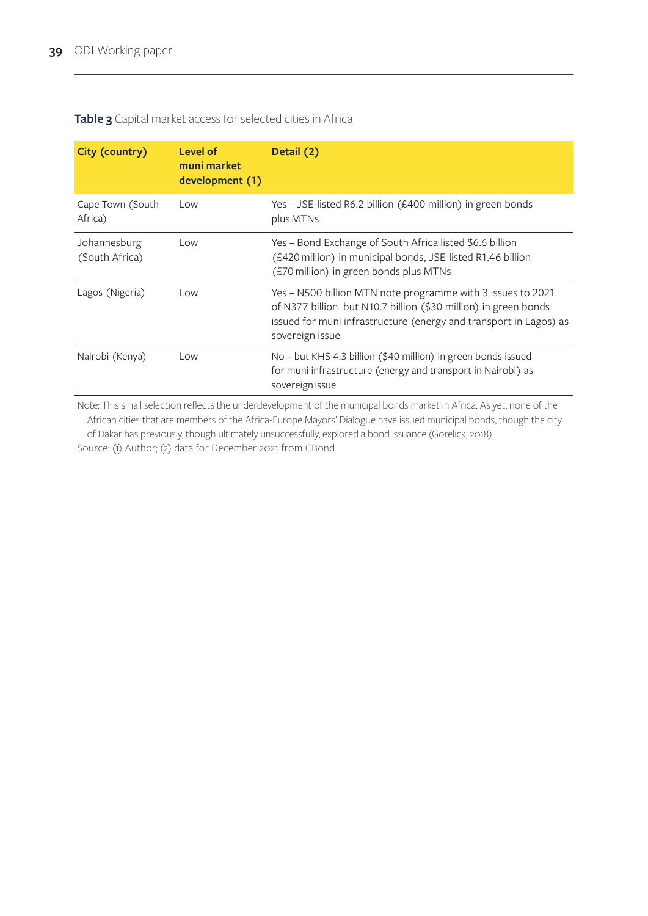**Table 3** Capital market access for selected cities in Africa

| City (country) | Level of muni market development (1) | Detail (2) |
|---|---|---|
| Cape Town (South Africa) | Low | Yes – JSE-listed R6.2 billion (£400 million) in green bonds plus MTNs |
| Johannesburg (South Africa) | Low | Yes – Bond Exchange of South Africa listed $6.6 billion (£420 million) in municipal bonds, JSE-listed R1.46 billion (£70 million) in green bonds plus MTNs |
| Lagos (Nigeria) | Low | Yes – N500 billion MTN note programme with 3 issues to 2021 of N377 billion but N10.7 billion ($30 million) in green bonds issued for muni infrastructure (energy and transport in Lagos) as sovereign issue |
| Nairobi (Kenya) | Low | No – but KHS 4.3 billion ($40 million) in green bonds issued for muni infrastructure (energy and transport in Nairobi) as sovereign issue |

Note: This small selection reflects the underdevelopment of the municipal bonds market in Africa. As yet, none of the African cities that are members of the Africa-Europe Mayors' Dialogue have issued municipal bonds, though the city of Dakar has previously, though ultimately unsuccessfully, explored a bond issuance (Gorelick, 2018).
Source: (1) Author; (2) data for December 2021 from CBond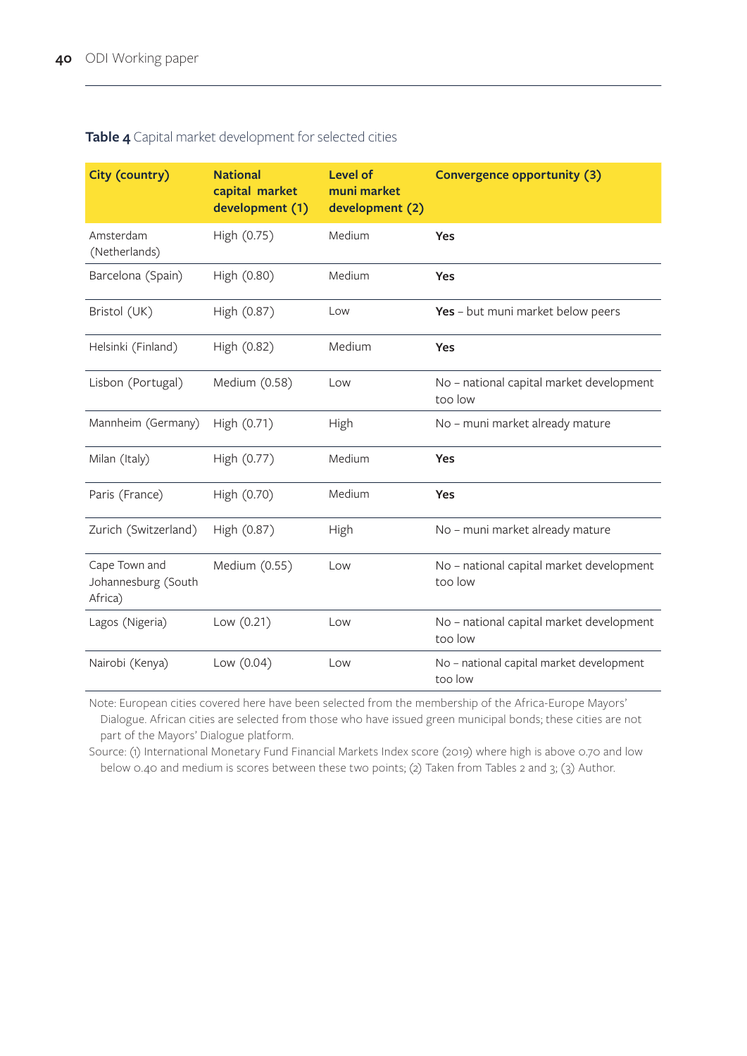**Table 4** Capital market development for selected cities

| City (country) | National capital market development (1) | Level of muni market development (2) | Convergence opportunity (3) |
|---|---|---|---|
| Amsterdam (Netherlands) | High (0.75) | Medium | **Yes** |
| Barcelona (Spain) | High (0.80) | Medium | **Yes** |
| Bristol (UK) | High (0.87) | Low | **Yes** – but muni market below peers |
| Helsinki (Finland) | High (0.82) | Medium | **Yes** |
| Lisbon (Portugal) | Medium (0.58) | Low | No – national capital market development too low |
| Mannheim (Germany) | High (0.71) | High | No – muni market already mature |
| Milan (Italy) | High (0.77) | Medium | **Yes** |
| Paris (France) | High (0.70) | Medium | **Yes** |
| Zurich (Switzerland) | High (0.87) | High | No – muni market already mature |
| Cape Town and Johannesburg (South Africa) | Medium (0.55) | Low | No – national capital market development too low |
| Lagos (Nigeria) | Low (0.21) | Low | No – national capital market development too low |
| Nairobi (Kenya) | Low (0.04) | Low | No – national capital market development too low |

Note: European cities covered here have been selected from the membership of the Africa-Europe Mayors' Dialogue. African cities are selected from those who have issued green municipal bonds; these cities are not part of the Mayors' Dialogue platform.

Source: (1) International Monetary Fund Financial Markets Index score (2019) where high is above 0.70 and low below 0.40 and medium is scores between these two points; (2) Taken from Tables 2 and 3; (3) Author.